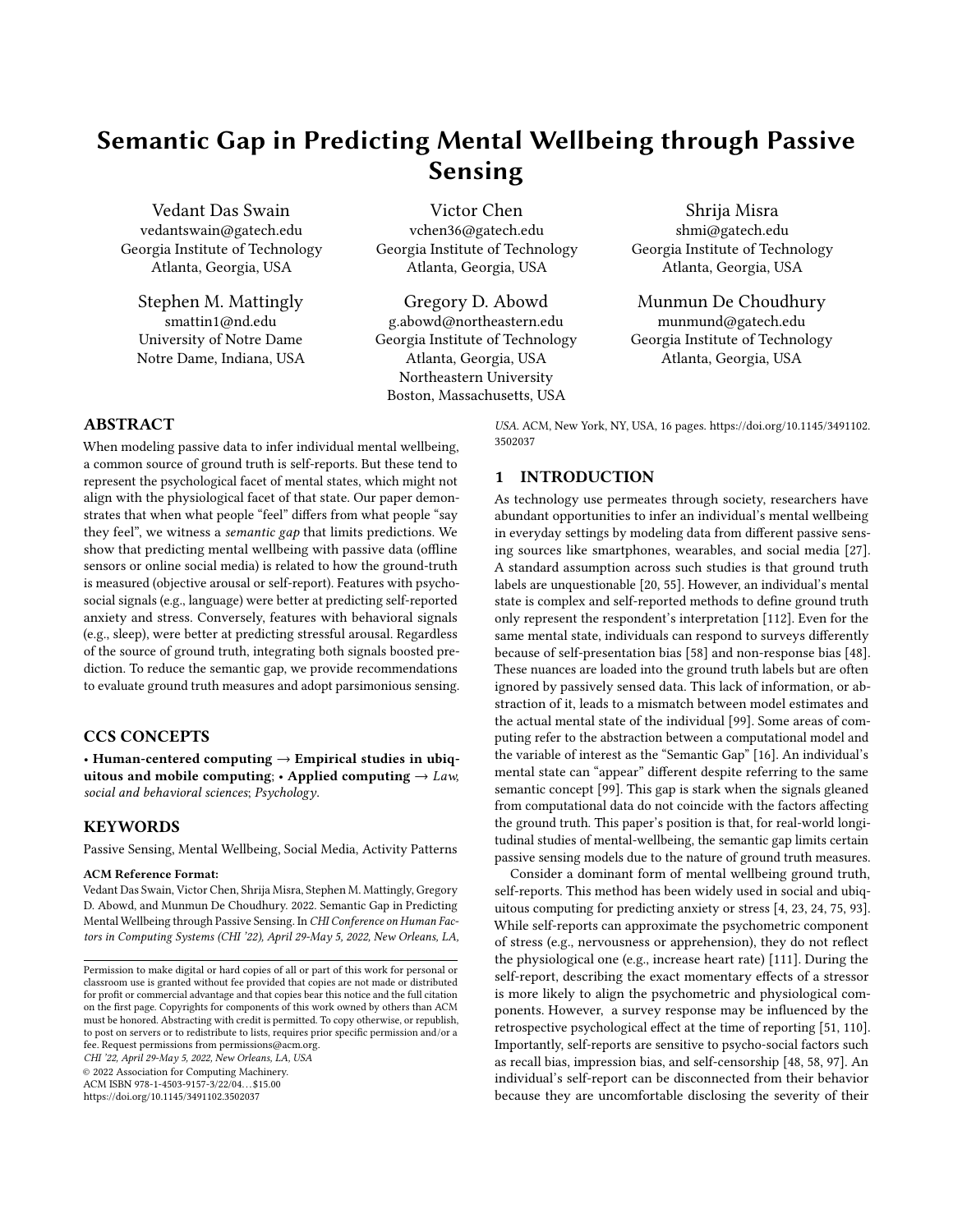# Semantic Gap in Predicting Mental Wellbeing through Passive Sensing

Vedant Das Swain
vedantswain@gatech.edu
Georgia Institute of Technology
Atlanta, Georgia, USA

Victor Chen
vchen36@gatech.edu
Georgia Institute of Technology
Atlanta, Georgia, USA

Shrija Misra
shmi@gatech.edu
Georgia Institute of Technology
Atlanta, Georgia, USA

Stephen M. Mattingly
smattin1@nd.edu
University of Notre Dame
Notre Dame, Indiana, USA

Gregory D. Abowd
g.abowd@northeastern.edu
Georgia Institute of Technology
Atlanta, Georgia, USA
Northeastern University
Boston, Massachusetts, USA

Munmun De Choudhury
munmund@gatech.edu
Georgia Institute of Technology
Atlanta, Georgia, USA

## ABSTRACT

When modeling passive data to infer individual mental wellbeing, a common source of ground truth is self-reports. But these tend to represent the psychological facet of mental states, which might not align with the physiological facet of that state. Our paper demonstrates that when what people "feel" differs from what people "say they feel", we witness a *semantic gap* that limits predictions. We show that predicting mental wellbeing with passive data (offline sensors or online social media) is related to how the ground-truth is measured (objective arousal or self-report). Features with psychosocial signals (e.g., language) were better at predicting self-reported anxiety and stress. Conversely, features with behavioral signals (e.g., sleep), were better at predicting stressful arousal. Regardless of the source of ground truth, integrating both signals boosted prediction. To reduce the semantic gap, we provide recommendations to evaluate ground truth measures and adopt parsimonious sensing.

## CCS CONCEPTS

• **Human-centered computing** → **Empirical studies in ubiquitous and mobile computing**; • **Applied computing** → *Law, social and behavioral sciences*; *Psychology*.

## KEYWORDS

Passive Sensing, Mental Wellbeing, Social Media, Activity Patterns

**ACM Reference Format:**
Vedant Das Swain, Victor Chen, Shrija Misra, Stephen M. Mattingly, Gregory D. Abowd, and Munmun De Choudhury. 2022. Semantic Gap in Predicting Mental Wellbeing through Passive Sensing. In *CHI Conference on Human Factors in Computing Systems (CHI '22), April 29-May 5, 2022, New Orleans, LA, USA.* ACM, New York, NY, USA, 16 pages. https://doi.org/10.1145/3491102.3502037

Permission to make digital or hard copies of all or part of this work for personal or classroom use is granted without fee provided that copies are not made or distributed for profit or commercial advantage and that copies bear this notice and the full citation on the first page. Copyrights for components of this work owned by others than ACM must be honored. Abstracting with credit is permitted. To copy otherwise, or republish, to post on servers or to redistribute to lists, requires prior specific permission and/or a fee. Request permissions from permissions@acm.org.
*CHI '22, April 29-May 5, 2022, New Orleans, LA, USA*
© 2022 Association for Computing Machinery.
ACM ISBN 978-1-4503-9157-3/22/04…$15.00
https://doi.org/10.1145/3491102.3502037

## 1 INTRODUCTION

As technology use permeates through society, researchers have abundant opportunities to infer an individual's mental wellbeing in everyday settings by modeling data from different passive sensing sources like smartphones, wearables, and social media [27]. A standard assumption across such studies is that ground truth labels are unquestionable [20, 55]. However, an individual's mental state is complex and self-reported methods to define ground truth only represent the respondent's interpretation [112]. Even for the same mental state, individuals can respond to surveys differently because of self-presentation bias [58] and non-response bias [48]. These nuances are loaded into the ground truth labels but are often ignored by passively sensed data. This lack of information, or abstraction of it, leads to a mismatch between model estimates and the actual mental state of the individual [99]. Some areas of computing refer to the abstraction between a computational model and the variable of interest as the "Semantic Gap" [16]. An individual's mental state can "appear" different despite referring to the same semantic concept [99]. This gap is stark when the signals gleaned from computational data do not coincide with the factors affecting the ground truth. This paper's position is that, for real-world longitudinal studies of mental-wellbeing, the semantic gap limits certain passive sensing models due to the nature of ground truth measures.

Consider a dominant form of mental wellbeing ground truth, self-reports. This method has been widely used in social and ubiquitous computing for predicting anxiety or stress [4, 23, 24, 75, 93]. While self-reports can approximate the psychometric component of stress (e.g., nervousness or apprehension), they do not reflect the physiological one (e.g., increase heart rate) [111]. During the self-report, describing the exact momentary effects of a stressor is more likely to align the psychometric and physiological components. However, a survey response may be influenced by the retrospective psychological effect at the time of reporting [51, 110]. Importantly, self-reports are sensitive to psycho-social factors such as recall bias, impression bias, and self-censorship [48, 58, 97]. An individual's self-report can be disconnected from their behavior because they are uncomfortable disclosing the severity of their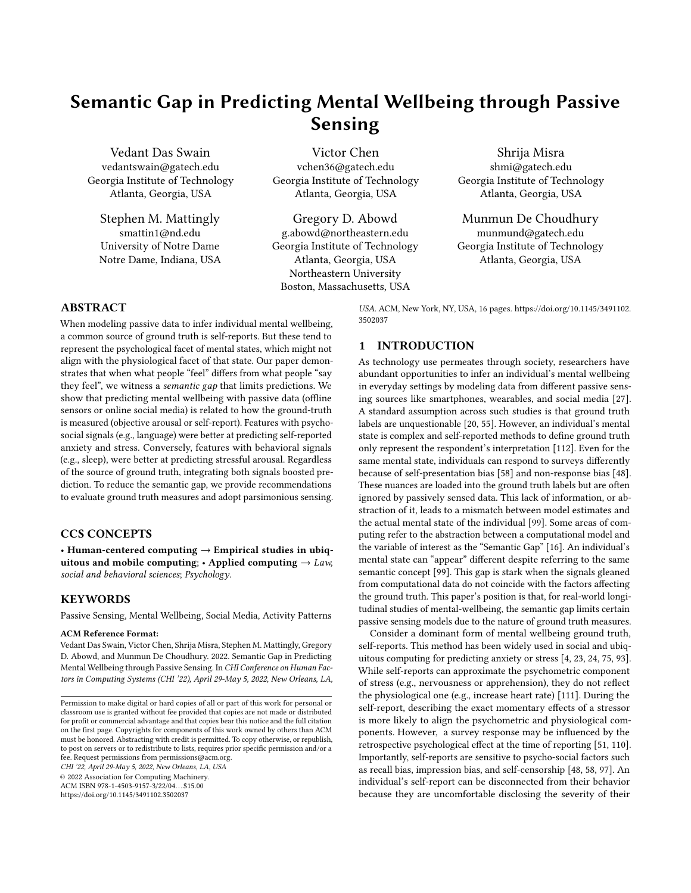# Semantic Gap in Predicting Mental Wellbeing through Passive Sensing

Vedant Das Swain
vedantswain@gatech.edu
Georgia Institute of Technology
Atlanta, Georgia, USA

Victor Chen
vchen36@gatech.edu
Georgia Institute of Technology
Atlanta, Georgia, USA

Shrija Misra
shmi@gatech.edu
Georgia Institute of Technology
Atlanta, Georgia, USA

Stephen M. Mattingly
smattin1@nd.edu
University of Notre Dame
Notre Dame, Indiana, USA

Gregory D. Abowd
g.abowd@northeastern.edu
Georgia Institute of Technology
Atlanta, Georgia, USA
Northeastern University
Boston, Massachusetts, USA

Munmun De Choudhury
munmund@gatech.edu
Georgia Institute of Technology
Atlanta, Georgia, USA

## ABSTRACT

When modeling passive data to infer individual mental wellbeing, a common source of ground truth is self-reports. But these tend to represent the psychological facet of mental states, which might not align with the physiological facet of that state. Our paper demonstrates that when what people "feel" differs from what people "say they feel", we witness a *semantic gap* that limits predictions. We show that predicting mental wellbeing with passive data (offline sensors or online social media) is related to how the ground-truth is measured (objective arousal or self-report). Features with psychosocial signals (e.g., language) were better at predicting self-reported anxiety and stress. Conversely, features with behavioral signals (e.g., sleep), were better at predicting stressful arousal. Regardless of the source of ground truth, integrating both signals boosted prediction. To reduce the semantic gap, we provide recommendations to evaluate ground truth measures and adopt parsimonious sensing.

## CCS CONCEPTS

• **Human-centered computing** → **Empirical studies in ubiquitous and mobile computing**; • **Applied computing** → *Law, social and behavioral sciences*; *Psychology*.

## KEYWORDS

Passive Sensing, Mental Wellbeing, Social Media, Activity Patterns

**ACM Reference Format:**
Vedant Das Swain, Victor Chen, Shrija Misra, Stephen M. Mattingly, Gregory D. Abowd, and Munmun De Choudhury. 2022. Semantic Gap in Predicting Mental Wellbeing through Passive Sensing. In *CHI Conference on Human Factors in Computing Systems (CHI '22), April 29-May 5, 2022, New Orleans, LA, USA.* ACM, New York, NY, USA, 16 pages. https://doi.org/10.1145/3491102.3502037

Permission to make digital or hard copies of all or part of this work for personal or classroom use is granted without fee provided that copies are not made or distributed for profit or commercial advantage and that copies bear this notice and the full citation on the first page. Copyrights for components of this work owned by others than ACM must be honored. Abstracting with credit is permitted. To copy otherwise, or republish, to post on servers or to redistribute to lists, requires prior specific permission and/or a fee. Request permissions from permissions@acm.org.
*CHI '22, April 29-May 5, 2022, New Orleans, LA, USA*
© 2022 Association for Computing Machinery.
ACM ISBN 978-1-4503-9157-3/22/04…$15.00
https://doi.org/10.1145/3491102.3502037

## 1 INTRODUCTION

As technology use permeates through society, researchers have abundant opportunities to infer an individual's mental wellbeing in everyday settings by modeling data from different passive sensing sources like smartphones, wearables, and social media [27]. A standard assumption across such studies is that ground truth labels are unquestionable [20, 55]. However, an individual's mental state is complex and self-reported methods to define ground truth only represent the respondent's interpretation [112]. Even for the same mental state, individuals can respond to surveys differently because of self-presentation bias [58] and non-response bias [48]. These nuances are loaded into the ground truth labels but are often ignored by passively sensed data. This lack of information, or abstraction of it, leads to a mismatch between model estimates and the actual mental state of the individual [99]. Some areas of computing refer to the abstraction between a computational model and the variable of interest as the "Semantic Gap" [16]. An individual's mental state can "appear" different despite referring to the same semantic concept [99]. This gap is stark when the signals gleaned from computational data do not coincide with the factors affecting the ground truth. This paper's position is that, for real-world longitudinal studies of mental-wellbeing, the semantic gap limits certain passive sensing models due to the nature of ground truth measures.

Consider a dominant form of mental wellbeing ground truth, self-reports. This method has been widely used in social and ubiquitous computing for predicting anxiety or stress [4, 23, 24, 75, 93]. While self-reports can approximate the psychometric component of stress (e.g., nervousness or apprehension), they do not reflect the physiological one (e.g., increase heart rate) [111]. During the self-report, describing the exact momentary effects of a stressor is more likely to align the psychometric and physiological components. However, a survey response may be influenced by the retrospective psychological effect at the time of reporting [51, 110]. Importantly, self-reports are sensitive to psycho-social factors such as recall bias, impression bias, and self-censorship [48, 58, 97]. An individual's self-report can be disconnected from their behavior because they are uncomfortable disclosing the severity of their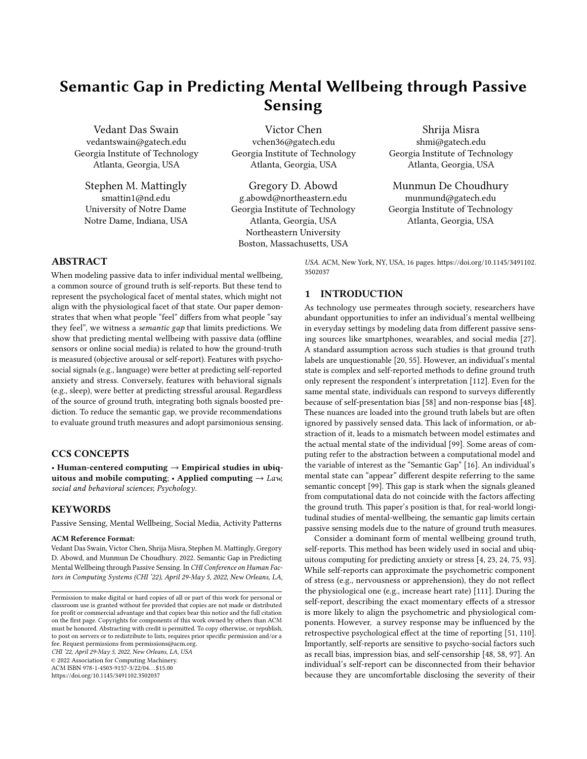# Semantic Gap in Predicting Mental Wellbeing through Passive Sensing

Vedant Das Swain
vedantswain@gatech.edu
Georgia Institute of Technology
Atlanta, Georgia, USA

Victor Chen
vchen36@gatech.edu
Georgia Institute of Technology
Atlanta, Georgia, USA

Shrija Misra
shmi@gatech.edu
Georgia Institute of Technology
Atlanta, Georgia, USA

Stephen M. Mattingly
smattin1@nd.edu
University of Notre Dame
Notre Dame, Indiana, USA

Gregory D. Abowd
g.abowd@northeastern.edu
Georgia Institute of Technology
Atlanta, Georgia, USA
Northeastern University
Boston, Massachusetts, USA

Munmun De Choudhury
munmund@gatech.edu
Georgia Institute of Technology
Atlanta, Georgia, USA

## ABSTRACT

When modeling passive data to infer individual mental wellbeing, a common source of ground truth is self-reports. But these tend to represent the psychological facet of mental states, which might not align with the physiological facet of that state. Our paper demonstrates that when what people "feel" differs from what people "say they feel", we witness a *semantic gap* that limits predictions. We show that predicting mental wellbeing with passive data (offline sensors or online social media) is related to how the ground-truth is measured (objective arousal or self-report). Features with psychosocial signals (e.g., language) were better at predicting self-reported anxiety and stress. Conversely, features with behavioral signals (e.g., sleep), were better at predicting stressful arousal. Regardless of the source of ground truth, integrating both signals boosted prediction. To reduce the semantic gap, we provide recommendations to evaluate ground truth measures and adopt parsimonious sensing.

## CCS CONCEPTS

• **Human-centered computing** → **Empirical studies in ubiquitous and mobile computing**; • **Applied computing** → *Law, social and behavioral sciences*; *Psychology*.

## KEYWORDS

Passive Sensing, Mental Wellbeing, Social Media, Activity Patterns

**ACM Reference Format:**
Vedant Das Swain, Victor Chen, Shrija Misra, Stephen M. Mattingly, Gregory D. Abowd, and Munmun De Choudhury. 2022. Semantic Gap in Predicting Mental Wellbeing through Passive Sensing. In *CHI Conference on Human Factors in Computing Systems (CHI '22), April 29-May 5, 2022, New Orleans, LA, USA.* ACM, New York, NY, USA, 16 pages. https://doi.org/10.1145/3491102.3502037

Permission to make digital or hard copies of all or part of this work for personal or classroom use is granted without fee provided that copies are not made or distributed for profit or commercial advantage and that copies bear this notice and the full citation on the first page. Copyrights for components of this work owned by others than ACM must be honored. Abstracting with credit is permitted. To copy otherwise, or republish, to post on servers or to redistribute to lists, requires prior specific permission and/or a fee. Request permissions from permissions@acm.org.
*CHI '22, April 29-May 5, 2022, New Orleans, LA, USA*
© 2022 Association for Computing Machinery.
ACM ISBN 978-1-4503-9157-3/22/04…$15.00
https://doi.org/10.1145/3491102.3502037

## 1 INTRODUCTION

As technology use permeates through society, researchers have abundant opportunities to infer an individual's mental wellbeing in everyday settings by modeling data from different passive sensing sources like smartphones, wearables, and social media [27]. A standard assumption across such studies is that ground truth labels are unquestionable [20, 55]. However, an individual's mental state is complex and self-reported methods to define ground truth only represent the respondent's interpretation [112]. Even for the same mental state, individuals can respond to surveys differently because of self-presentation bias [58] and non-response bias [48]. These nuances are loaded into the ground truth labels but are often ignored by passively sensed data. This lack of information, or abstraction of it, leads to a mismatch between model estimates and the actual mental state of the individual [99]. Some areas of computing refer to the abstraction between a computational model and the variable of interest as the "Semantic Gap" [16]. An individual's mental state can "appear" different despite referring to the same semantic concept [99]. This gap is stark when the signals gleaned from computational data do not coincide with the factors affecting the ground truth. This paper's position is that, for real-world longitudinal studies of mental-wellbeing, the semantic gap limits certain passive sensing models due to the nature of ground truth measures.

Consider a dominant form of mental wellbeing ground truth, self-reports. This method has been widely used in social and ubiquitous computing for predicting anxiety or stress [4, 23, 24, 75, 93]. While self-reports can approximate the psychometric component of stress (e.g., nervousness or apprehension), they do not reflect the physiological one (e.g., increase heart rate) [111]. During the self-report, describing the exact momentary effects of a stressor is more likely to align the psychometric and physiological components. However, a survey response may be influenced by the retrospective psychological effect at the time of reporting [51, 110]. Importantly, self-reports are sensitive to psycho-social factors such as recall bias, impression bias, and self-censorship [48, 58, 97]. An individual's self-report can be disconnected from their behavior because they are uncomfortable disclosing the severity of their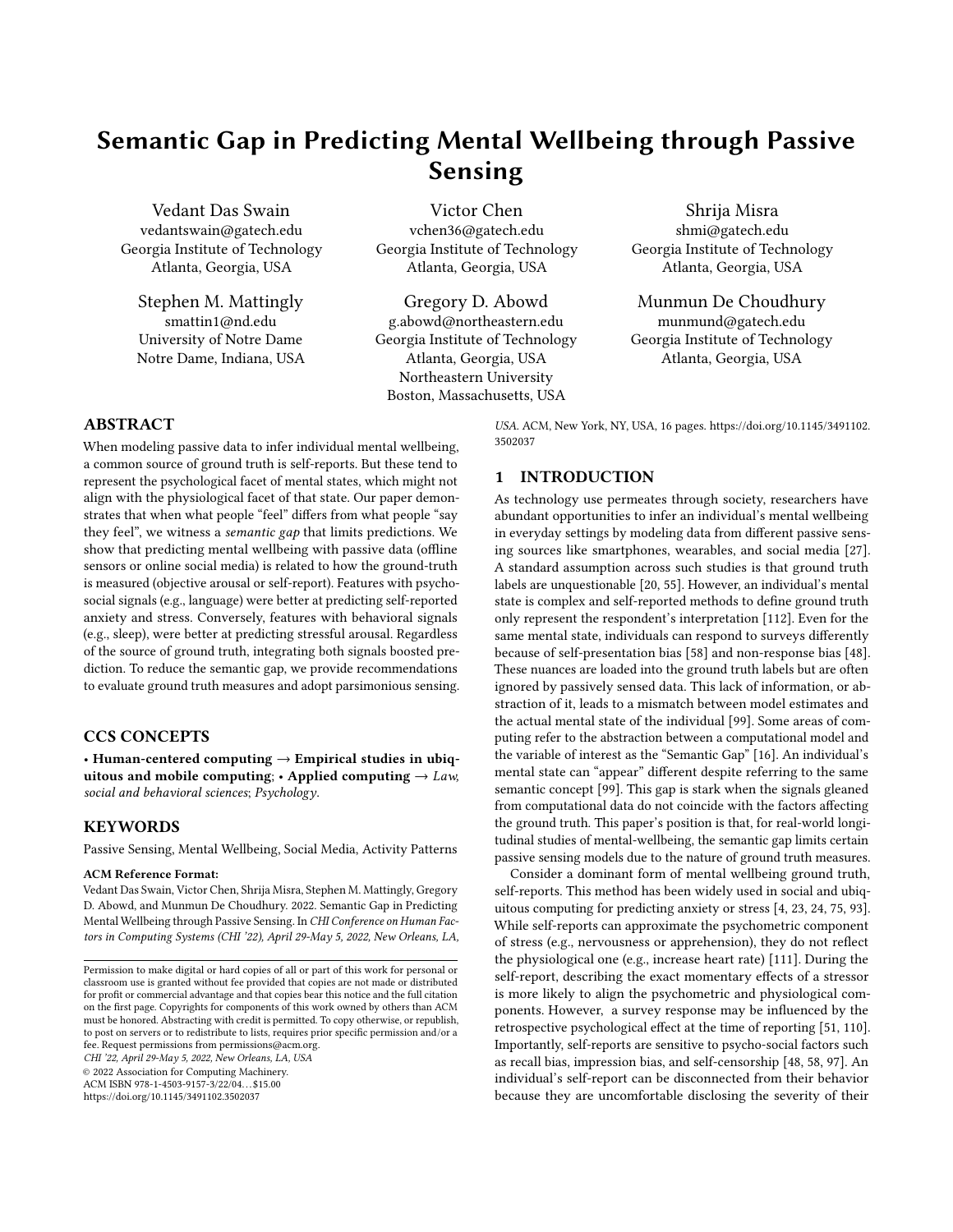# Semantic Gap in Predicting Mental Wellbeing through Passive Sensing

Vedant Das Swain
vedantswain@gatech.edu
Georgia Institute of Technology
Atlanta, Georgia, USA

Victor Chen
vchen36@gatech.edu
Georgia Institute of Technology
Atlanta, Georgia, USA

Shrija Misra
shmi@gatech.edu
Georgia Institute of Technology
Atlanta, Georgia, USA

Stephen M. Mattingly
smattin1@nd.edu
University of Notre Dame
Notre Dame, Indiana, USA

Gregory D. Abowd
g.abowd@northeastern.edu
Georgia Institute of Technology
Atlanta, Georgia, USA
Northeastern University
Boston, Massachusetts, USA

Munmun De Choudhury
munmund@gatech.edu
Georgia Institute of Technology
Atlanta, Georgia, USA

## ABSTRACT

When modeling passive data to infer individual mental wellbeing, a common source of ground truth is self-reports. But these tend to represent the psychological facet of mental states, which might not align with the physiological facet of that state. Our paper demonstrates that when what people "feel" differs from what people "say they feel", we witness a *semantic gap* that limits predictions. We show that predicting mental wellbeing with passive data (offline sensors or online social media) is related to how the ground-truth is measured (objective arousal or self-report). Features with psychosocial signals (e.g., language) were better at predicting self-reported anxiety and stress. Conversely, features with behavioral signals (e.g., sleep), were better at predicting stressful arousal. Regardless of the source of ground truth, integrating both signals boosted prediction. To reduce the semantic gap, we provide recommendations to evaluate ground truth measures and adopt parsimonious sensing.

## CCS CONCEPTS

• **Human-centered computing** → **Empirical studies in ubiquitous and mobile computing**; • **Applied computing** → *Law, social and behavioral sciences*; *Psychology*.

## KEYWORDS

Passive Sensing, Mental Wellbeing, Social Media, Activity Patterns

**ACM Reference Format:**
Vedant Das Swain, Victor Chen, Shrija Misra, Stephen M. Mattingly, Gregory D. Abowd, and Munmun De Choudhury. 2022. Semantic Gap in Predicting Mental Wellbeing through Passive Sensing. In *CHI Conference on Human Factors in Computing Systems (CHI '22), April 29-May 5, 2022, New Orleans, LA, USA.* ACM, New York, NY, USA, 16 pages. https://doi.org/10.1145/3491102.3502037

Permission to make digital or hard copies of all or part of this work for personal or classroom use is granted without fee provided that copies are not made or distributed for profit or commercial advantage and that copies bear this notice and the full citation on the first page. Copyrights for components of this work owned by others than ACM must be honored. Abstracting with credit is permitted. To copy otherwise, or republish, to post on servers or to redistribute to lists, requires prior specific permission and/or a fee. Request permissions from permissions@acm.org.
*CHI '22, April 29-May 5, 2022, New Orleans, LA, USA*
© 2022 Association for Computing Machinery.
ACM ISBN 978-1-4503-9157-3/22/04…$15.00
https://doi.org/10.1145/3491102.3502037

## 1 INTRODUCTION

As technology use permeates through society, researchers have abundant opportunities to infer an individual's mental wellbeing in everyday settings by modeling data from different passive sensing sources like smartphones, wearables, and social media [27]. A standard assumption across such studies is that ground truth labels are unquestionable [20, 55]. However, an individual's mental state is complex and self-reported methods to define ground truth only represent the respondent's interpretation [112]. Even for the same mental state, individuals can respond to surveys differently because of self-presentation bias [58] and non-response bias [48]. These nuances are loaded into the ground truth labels but are often ignored by passively sensed data. This lack of information, or abstraction of it, leads to a mismatch between model estimates and the actual mental state of the individual [99]. Some areas of computing refer to the abstraction between a computational model and the variable of interest as the "Semantic Gap" [16]. An individual's mental state can "appear" different despite referring to the same semantic concept [99]. This gap is stark when the signals gleaned from computational data do not coincide with the factors affecting the ground truth. This paper's position is that, for real-world longitudinal studies of mental-wellbeing, the semantic gap limits certain passive sensing models due to the nature of ground truth measures.

Consider a dominant form of mental wellbeing ground truth, self-reports. This method has been widely used in social and ubiquitous computing for predicting anxiety or stress [4, 23, 24, 75, 93]. While self-reports can approximate the psychometric component of stress (e.g., nervousness or apprehension), they do not reflect the physiological one (e.g., increase heart rate) [111]. During the self-report, describing the exact momentary effects of a stressor is more likely to align the psychometric and physiological components. However, a survey response may be influenced by the retrospective psychological effect at the time of reporting [51, 110]. Importantly, self-reports are sensitive to psycho-social factors such as recall bias, impression bias, and self-censorship [48, 58, 97]. An individual's self-report can be disconnected from their behavior because they are uncomfortable disclosing the severity of their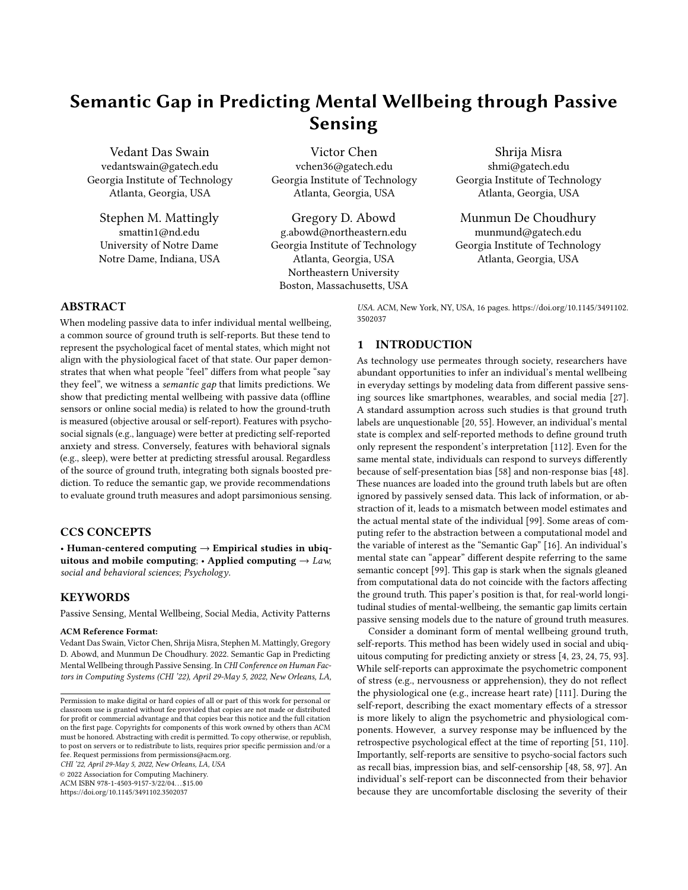# Semantic Gap in Predicting Mental Wellbeing through Passive Sensing

Vedant Das Swain
vedantswain@gatech.edu
Georgia Institute of Technology
Atlanta, Georgia, USA

Victor Chen
vchen36@gatech.edu
Georgia Institute of Technology
Atlanta, Georgia, USA

Shrija Misra
shmi@gatech.edu
Georgia Institute of Technology
Atlanta, Georgia, USA

Stephen M. Mattingly
smattin1@nd.edu
University of Notre Dame
Notre Dame, Indiana, USA

Gregory D. Abowd
g.abowd@northeastern.edu
Georgia Institute of Technology
Atlanta, Georgia, USA
Northeastern University
Boston, Massachusetts, USA

Munmun De Choudhury
munmund@gatech.edu
Georgia Institute of Technology
Atlanta, Georgia, USA

## ABSTRACT

When modeling passive data to infer individual mental wellbeing, a common source of ground truth is self-reports. But these tend to represent the psychological facet of mental states, which might not align with the physiological facet of that state. Our paper demonstrates that when what people "feel" differs from what people "say they feel", we witness a *semantic gap* that limits predictions. We show that predicting mental wellbeing with passive data (offline sensors or online social media) is related to how the ground-truth is measured (objective arousal or self-report). Features with psychosocial signals (e.g., language) were better at predicting self-reported anxiety and stress. Conversely, features with behavioral signals (e.g., sleep), were better at predicting stressful arousal. Regardless of the source of ground truth, integrating both signals boosted prediction. To reduce the semantic gap, we provide recommendations to evaluate ground truth measures and adopt parsimonious sensing.

## CCS CONCEPTS

• **Human-centered computing** → **Empirical studies in ubiquitous and mobile computing**; • **Applied computing** → *Law, social and behavioral sciences*; *Psychology*.

## KEYWORDS

Passive Sensing, Mental Wellbeing, Social Media, Activity Patterns

**ACM Reference Format:**
Vedant Das Swain, Victor Chen, Shrija Misra, Stephen M. Mattingly, Gregory D. Abowd, and Munmun De Choudhury. 2022. Semantic Gap in Predicting Mental Wellbeing through Passive Sensing. In *CHI Conference on Human Factors in Computing Systems (CHI '22), April 29-May 5, 2022, New Orleans, LA, USA.* ACM, New York, NY, USA, 16 pages. https://doi.org/10.1145/3491102.3502037

Permission to make digital or hard copies of all or part of this work for personal or classroom use is granted without fee provided that copies are not made or distributed for profit or commercial advantage and that copies bear this notice and the full citation on the first page. Copyrights for components of this work owned by others than ACM must be honored. Abstracting with credit is permitted. To copy otherwise, or republish, to post on servers or to redistribute to lists, requires prior specific permission and/or a fee. Request permissions from permissions@acm.org.
*CHI '22, April 29-May 5, 2022, New Orleans, LA, USA*
© 2022 Association for Computing Machinery.
ACM ISBN 978-1-4503-9157-3/22/04...$15.00
https://doi.org/10.1145/3491102.3502037

## 1 INTRODUCTION

As technology use permeates through society, researchers have abundant opportunities to infer an individual's mental wellbeing in everyday settings by modeling data from different passive sensing sources like smartphones, wearables, and social media [27]. A standard assumption across such studies is that ground truth labels are unquestionable [20, 55]. However, an individual's mental state is complex and self-reported methods to define ground truth only represent the respondent's interpretation [112]. Even for the same mental state, individuals can respond to surveys differently because of self-presentation bias [58] and non-response bias [48]. These nuances are loaded into the ground truth labels but are often ignored by passively sensed data. This lack of information, or abstraction of it, leads to a mismatch between model estimates and the actual mental state of the individual [99]. Some areas of computing refer to the abstraction between a computational model and the variable of interest as the "Semantic Gap" [16]. An individual's mental state can "appear" different despite referring to the same semantic concept [99]. This gap is stark when the signals gleaned from computational data do not coincide with the factors affecting the ground truth. This paper's position is that, for real-world longitudinal studies of mental-wellbeing, the semantic gap limits certain passive sensing models due to the nature of ground truth measures.

Consider a dominant form of mental wellbeing ground truth, self-reports. This method has been widely used in social and ubiquitous computing for predicting anxiety or stress [4, 23, 24, 75, 93]. While self-reports can approximate the psychometric component of stress (e.g., nervousness or apprehension), they do not reflect the physiological one (e.g., increase heart rate) [111]. During the self-report, describing the exact momentary effects of a stressor is more likely to align the psychometric and physiological components. However, a survey response may be influenced by the retrospective psychological effect at the time of reporting [51, 110]. Importantly, self-reports are sensitive to psycho-social factors such as recall bias, impression bias, and self-censorship [48, 58, 97]. An individual's self-report can be disconnected from their behavior because they are uncomfortable disclosing the severity of their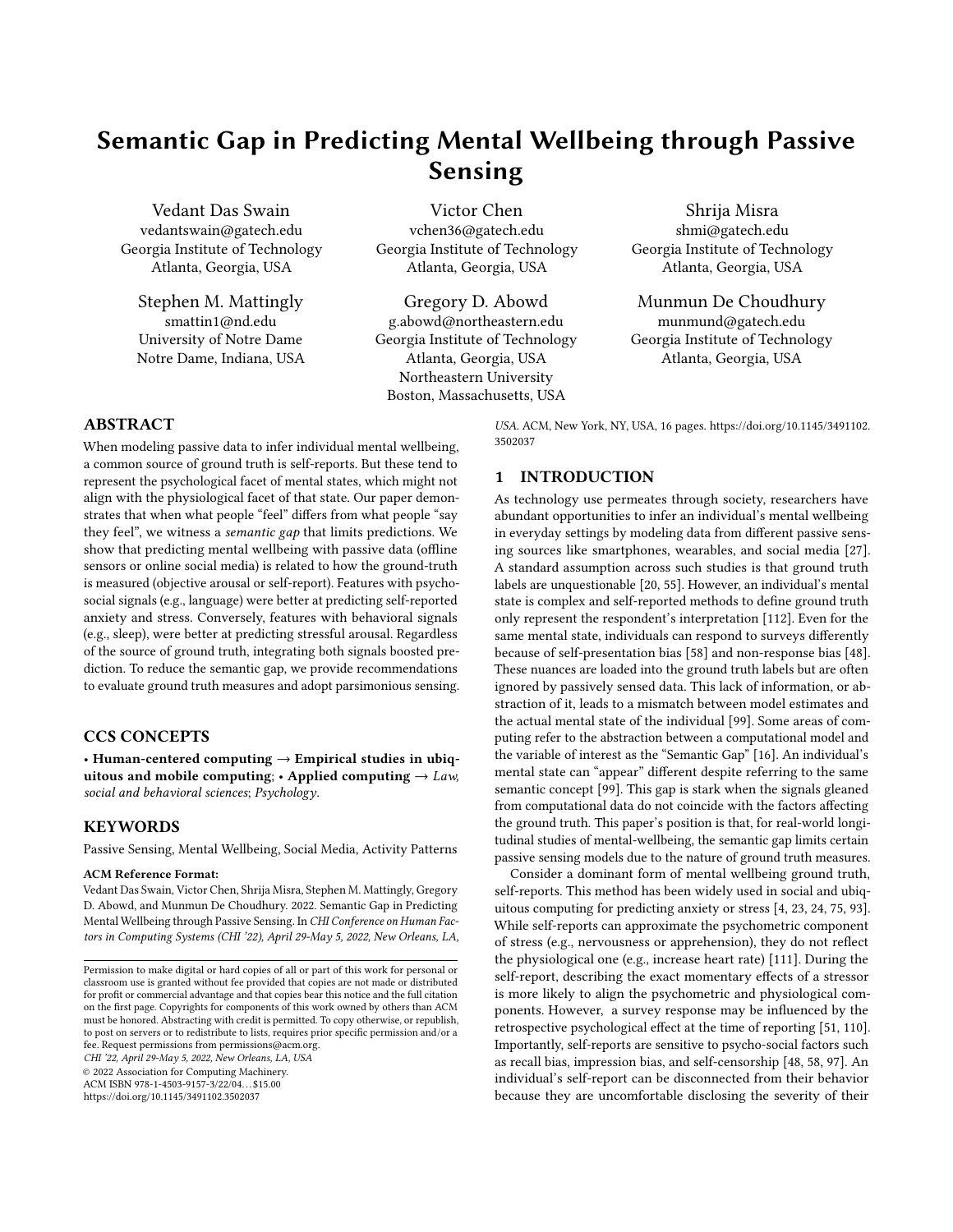# Semantic Gap in Predicting Mental Wellbeing through Passive Sensing

Vedant Das Swain
vedantswain@gatech.edu
Georgia Institute of Technology
Atlanta, Georgia, USA

Victor Chen
vchen36@gatech.edu
Georgia Institute of Technology
Atlanta, Georgia, USA

Shrija Misra
shmi@gatech.edu
Georgia Institute of Technology
Atlanta, Georgia, USA

Stephen M. Mattingly
smattin1@nd.edu
University of Notre Dame
Notre Dame, Indiana, USA

Gregory D. Abowd
g.abowd@northeastern.edu
Georgia Institute of Technology
Atlanta, Georgia, USA
Northeastern University
Boston, Massachusetts, USA

Munmun De Choudhury
munmund@gatech.edu
Georgia Institute of Technology
Atlanta, Georgia, USA

## ABSTRACT

When modeling passive data to infer individual mental wellbeing, a common source of ground truth is self-reports. But these tend to represent the psychological facet of mental states, which might not align with the physiological facet of that state. Our paper demonstrates that when what people "feel" differs from what people "say they feel", we witness a *semantic gap* that limits predictions. We show that predicting mental wellbeing with passive data (offline sensors or online social media) is related to how the ground-truth is measured (objective arousal or self-report). Features with psychosocial signals (e.g., language) were better at predicting self-reported anxiety and stress. Conversely, features with behavioral signals (e.g., sleep), were better at predicting stressful arousal. Regardless of the source of ground truth, integrating both signals boosted prediction. To reduce the semantic gap, we provide recommendations to evaluate ground truth measures and adopt parsimonious sensing.

## CCS CONCEPTS

• **Human-centered computing → Empirical studies in ubiquitous and mobile computing**; • **Applied computing →** *Law, social and behavioral sciences*; *Psychology*.

## KEYWORDS

Passive Sensing, Mental Wellbeing, Social Media, Activity Patterns

**ACM Reference Format:**
Vedant Das Swain, Victor Chen, Shrija Misra, Stephen M. Mattingly, Gregory D. Abowd, and Munmun De Choudhury. 2022. Semantic Gap in Predicting Mental Wellbeing through Passive Sensing. In *CHI Conference on Human Factors in Computing Systems (CHI '22), April 29-May 5, 2022, New Orleans, LA, USA.* ACM, New York, NY, USA, 16 pages. https://doi.org/10.1145/3491102.3502037

Permission to make digital or hard copies of all or part of this work for personal or classroom use is granted without fee provided that copies are not made or distributed for profit or commercial advantage and that copies bear this notice and the full citation on the first page. Copyrights for components of this work owned by others than ACM must be honored. Abstracting with credit is permitted. To copy otherwise, or republish, to post on servers or to redistribute to lists, requires prior specific permission and/or a fee. Request permissions from permissions@acm.org.
*CHI '22, April 29-May 5, 2022, New Orleans, LA, USA*
© 2022 Association for Computing Machinery.
ACM ISBN 978-1-4503-9157-3/22/04…$15.00
https://doi.org/10.1145/3491102.3502037

## 1 INTRODUCTION

As technology use permeates through society, researchers have abundant opportunities to infer an individual's mental wellbeing in everyday settings by modeling data from different passive sensing sources like smartphones, wearables, and social media [27]. A standard assumption across such studies is that ground truth labels are unquestionable [20, 55]. However, an individual's mental state is complex and self-reported methods to define ground truth only represent the respondent's interpretation [112]. Even for the same mental state, individuals can respond to surveys differently because of self-presentation bias [58] and non-response bias [48]. These nuances are loaded into the ground truth labels but are often ignored by passively sensed data. This lack of information, or abstraction of it, leads to a mismatch between model estimates and the actual mental state of the individual [99]. Some areas of computing refer to the abstraction between a computational model and the variable of interest as the "Semantic Gap" [16]. An individual's mental state can "appear" different despite referring to the same semantic concept [99]. This gap is stark when the signals gleaned from computational data do not coincide with the factors affecting the ground truth. This paper's position is that, for real-world longitudinal studies of mental-wellbeing, the semantic gap limits certain passive sensing models due to the nature of ground truth measures.

Consider a dominant form of mental wellbeing ground truth, self-reports. This method has been widely used in social and ubiquitous computing for predicting anxiety or stress [4, 23, 24, 75, 93]. While self-reports can approximate the psychometric component of stress (e.g., nervousness or apprehension), they do not reflect the physiological one (e.g., increase heart rate) [111]. During the self-report, describing the exact momentary effects of a stressor is more likely to align the psychometric and physiological components. However, a survey response may be influenced by the retrospective psychological effect at the time of reporting [51, 110]. Importantly, self-reports are sensitive to psycho-social factors such as recall bias, impression bias, and self-censorship [48, 58, 97]. An individual's self-report can be disconnected from their behavior because they are uncomfortable disclosing the severity of their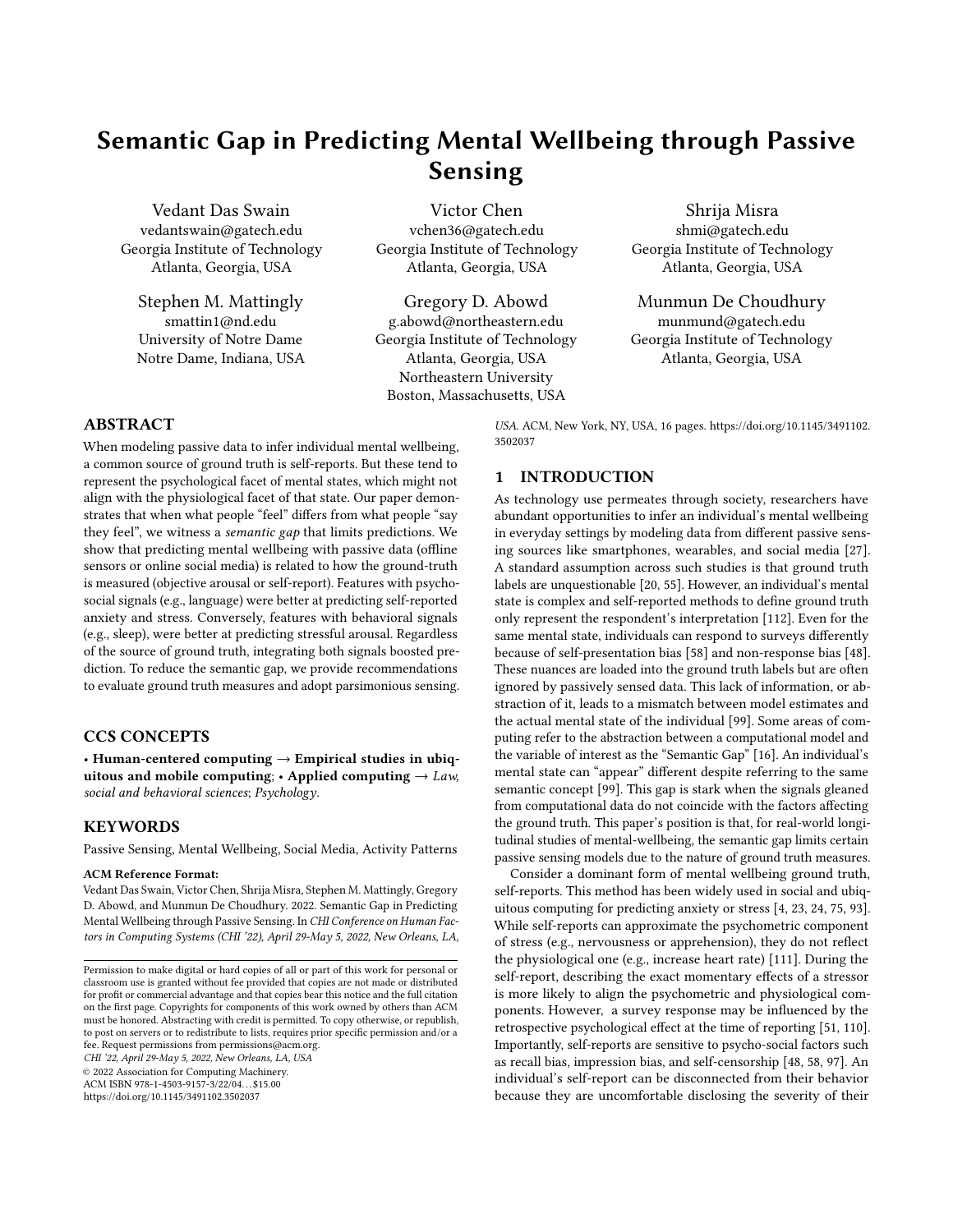# Semantic Gap in Predicting Mental Wellbeing through Passive Sensing

Vedant Das Swain
vedantswain@gatech.edu
Georgia Institute of Technology
Atlanta, Georgia, USA

Victor Chen
vchen36@gatech.edu
Georgia Institute of Technology
Atlanta, Georgia, USA

Shrija Misra
shmi@gatech.edu
Georgia Institute of Technology
Atlanta, Georgia, USA

Stephen M. Mattingly
smattin1@nd.edu
University of Notre Dame
Notre Dame, Indiana, USA

Gregory D. Abowd
g.abowd@northeastern.edu
Georgia Institute of Technology
Atlanta, Georgia, USA
Northeastern University
Boston, Massachusetts, USA

Munmun De Choudhury
munmund@gatech.edu
Georgia Institute of Technology
Atlanta, Georgia, USA

## ABSTRACT

When modeling passive data to infer individual mental wellbeing, a common source of ground truth is self-reports. But these tend to represent the psychological facet of mental states, which might not align with the physiological facet of that state. Our paper demonstrates that when what people "feel" differs from what people "say they feel", we witness a *semantic gap* that limits predictions. We show that predicting mental wellbeing with passive data (offline sensors or online social media) is related to how the ground-truth is measured (objective arousal or self-report). Features with psychosocial signals (e.g., language) were better at predicting self-reported anxiety and stress. Conversely, features with behavioral signals (e.g., sleep), were better at predicting stressful arousal. Regardless of the source of ground truth, integrating both signals boosted prediction. To reduce the semantic gap, we provide recommendations to evaluate ground truth measures and adopt parsimonious sensing.

## CCS CONCEPTS

• **Human-centered computing** → **Empirical studies in ubiquitous and mobile computing**; • **Applied computing** → *Law, social and behavioral sciences*; *Psychology*.

## KEYWORDS

Passive Sensing, Mental Wellbeing, Social Media, Activity Patterns

**ACM Reference Format:**
Vedant Das Swain, Victor Chen, Shrija Misra, Stephen M. Mattingly, Gregory D. Abowd, and Munmun De Choudhury. 2022. Semantic Gap in Predicting Mental Wellbeing through Passive Sensing. In *CHI Conference on Human Factors in Computing Systems (CHI '22), April 29-May 5, 2022, New Orleans, LA, USA.* ACM, New York, NY, USA, 16 pages. https://doi.org/10.1145/3491102.3502037

Permission to make digital or hard copies of all or part of this work for personal or classroom use is granted without fee provided that copies are not made or distributed for profit or commercial advantage and that copies bear this notice and the full citation on the first page. Copyrights for components of this work owned by others than ACM must be honored. Abstracting with credit is permitted. To copy otherwise, or republish, to post on servers or to redistribute to lists, requires prior specific permission and/or a fee. Request permissions from permissions@acm.org.
*CHI '22, April 29-May 5, 2022, New Orleans, LA, USA*
© 2022 Association for Computing Machinery.
ACM ISBN 978-1-4503-9157-3/22/04...$15.00
https://doi.org/10.1145/3491102.3502037

## 1 INTRODUCTION

As technology use permeates through society, researchers have abundant opportunities to infer an individual's mental wellbeing in everyday settings by modeling data from different passive sensing sources like smartphones, wearables, and social media [27]. A standard assumption across such studies is that ground truth labels are unquestionable [20, 55]. However, an individual's mental state is complex and self-reported methods to define ground truth only represent the respondent's interpretation [112]. Even for the same mental state, individuals can respond to surveys differently because of self-presentation bias [58] and non-response bias [48]. These nuances are loaded into the ground truth labels but are often ignored by passively sensed data. This lack of information, or abstraction of it, leads to a mismatch between model estimates and the actual mental state of the individual [99]. Some areas of computing refer to the abstraction between a computational model and the variable of interest as the "Semantic Gap" [16]. An individual's mental state can "appear" different despite referring to the same semantic concept [99]. This gap is stark when the signals gleaned from computational data do not coincide with the factors affecting the ground truth. This paper's position is that, for real-world longitudinal studies of mental-wellbeing, the semantic gap limits certain passive sensing models due to the nature of ground truth measures.

Consider a dominant form of mental wellbeing ground truth, self-reports. This method has been widely used in social and ubiquitous computing for predicting anxiety or stress [4, 23, 24, 75, 93]. While self-reports can approximate the psychometric component of stress (e.g., nervousness or apprehension), they do not reflect the physiological one (e.g., increase heart rate) [111]. During the self-report, describing the exact momentary effects of a stressor is more likely to align the psychometric and physiological components. However, a survey response may be influenced by the retrospective psychological effect at the time of reporting [51, 110]. Importantly, self-reports are sensitive to psycho-social factors such as recall bias, impression bias, and self-censorship [48, 58, 97]. An individual's self-report can be disconnected from their behavior because they are uncomfortable disclosing the severity of their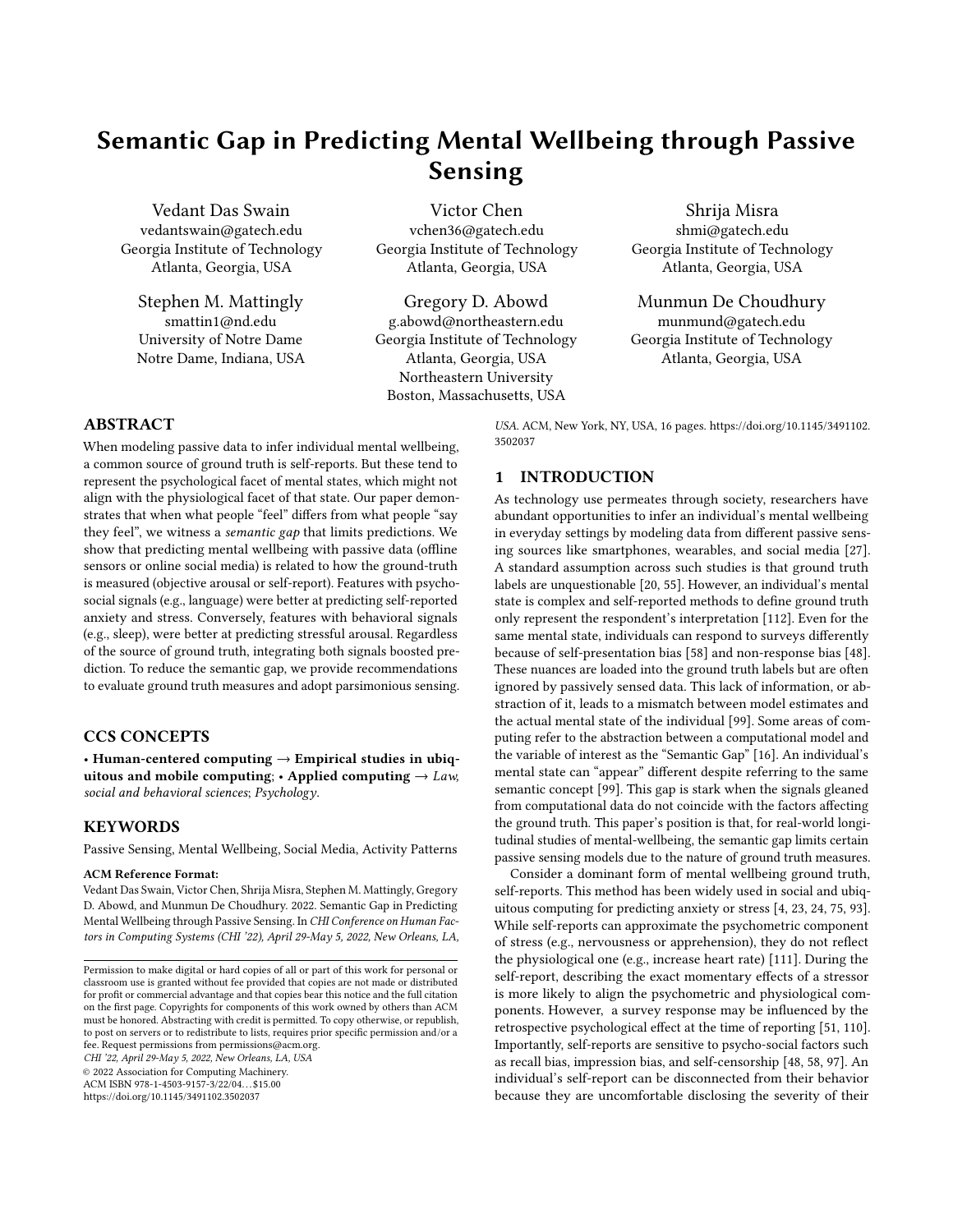# Semantic Gap in Predicting Mental Wellbeing through Passive Sensing

Vedant Das Swain
vedantswain@gatech.edu
Georgia Institute of Technology
Atlanta, Georgia, USA

Victor Chen
vchen36@gatech.edu
Georgia Institute of Technology
Atlanta, Georgia, USA

Shrija Misra
shmi@gatech.edu
Georgia Institute of Technology
Atlanta, Georgia, USA

Stephen M. Mattingly
smattin1@nd.edu
University of Notre Dame
Notre Dame, Indiana, USA

Gregory D. Abowd
g.abowd@northeastern.edu
Georgia Institute of Technology
Atlanta, Georgia, USA
Northeastern University
Boston, Massachusetts, USA

Munmun De Choudhury
munmund@gatech.edu
Georgia Institute of Technology
Atlanta, Georgia, USA

## ABSTRACT

When modeling passive data to infer individual mental wellbeing, a common source of ground truth is self-reports. But these tend to represent the psychological facet of mental states, which might not align with the physiological facet of that state. Our paper demonstrates that when what people "feel" differs from what people "say they feel", we witness a *semantic gap* that limits predictions. We show that predicting mental wellbeing with passive data (offline sensors or online social media) is related to how the ground-truth is measured (objective arousal or self-report). Features with psychosocial signals (e.g., language) were better at predicting self-reported anxiety and stress. Conversely, features with behavioral signals (e.g., sleep), were better at predicting stressful arousal. Regardless of the source of ground truth, integrating both signals boosted prediction. To reduce the semantic gap, we provide recommendations to evaluate ground truth measures and adopt parsimonious sensing.

## CCS CONCEPTS

• **Human-centered computing** → **Empirical studies in ubiquitous and mobile computing**; • **Applied computing** → *Law, social and behavioral sciences*; *Psychology*.

## KEYWORDS

Passive Sensing, Mental Wellbeing, Social Media, Activity Patterns

**ACM Reference Format:**
Vedant Das Swain, Victor Chen, Shrija Misra, Stephen M. Mattingly, Gregory D. Abowd, and Munmun De Choudhury. 2022. Semantic Gap in Predicting Mental Wellbeing through Passive Sensing. In *CHI Conference on Human Factors in Computing Systems (CHI '22), April 29-May 5, 2022, New Orleans, LA, USA.* ACM, New York, NY, USA, 16 pages. https://doi.org/10.1145/3491102.3502037

Permission to make digital or hard copies of all or part of this work for personal or classroom use is granted without fee provided that copies are not made or distributed for profit or commercial advantage and that copies bear this notice and the full citation on the first page. Copyrights for components of this work owned by others than ACM must be honored. Abstracting with credit is permitted. To copy otherwise, or republish, to post on servers or to redistribute to lists, requires prior specific permission and/or a fee. Request permissions from permissions@acm.org.
*CHI '22, April 29-May 5, 2022, New Orleans, LA, USA*
© 2022 Association for Computing Machinery.
ACM ISBN 978-1-4503-9157-3/22/04…$15.00
https://doi.org/10.1145/3491102.3502037

## 1 INTRODUCTION

As technology use permeates through society, researchers have abundant opportunities to infer an individual's mental wellbeing in everyday settings by modeling data from different passive sensing sources like smartphones, wearables, and social media [27]. A standard assumption across such studies is that ground truth labels are unquestionable [20, 55]. However, an individual's mental state is complex and self-reported methods to define ground truth only represent the respondent's interpretation [112]. Even for the same mental state, individuals can respond to surveys differently because of self-presentation bias [58] and non-response bias [48]. These nuances are loaded into the ground truth labels but are often ignored by passively sensed data. This lack of information, or abstraction of it, leads to a mismatch between model estimates and the actual mental state of the individual [99]. Some areas of computing refer to the abstraction between a computational model and the variable of interest as the "Semantic Gap" [16]. An individual's mental state can "appear" different despite referring to the same semantic concept [99]. This gap is stark when the signals gleaned from computational data do not coincide with the factors affecting the ground truth. This paper's position is that, for real-world longitudinal studies of mental-wellbeing, the semantic gap limits certain passive sensing models due to the nature of ground truth measures.

Consider a dominant form of mental wellbeing ground truth, self-reports. This method has been widely used in social and ubiquitous computing for predicting anxiety or stress [4, 23, 24, 75, 93]. While self-reports can approximate the psychometric component of stress (e.g., nervousness or apprehension), they do not reflect the physiological one (e.g., increase heart rate) [111]. During the self-report, describing the exact momentary effects of a stressor is more likely to align the psychometric and physiological components. However, a survey response may be influenced by the retrospective psychological effect at the time of reporting [51, 110]. Importantly, self-reports are sensitive to psycho-social factors such as recall bias, impression bias, and self-censorship [48, 58, 97]. An individual's self-report can be disconnected from their behavior because they are uncomfortable disclosing the severity of their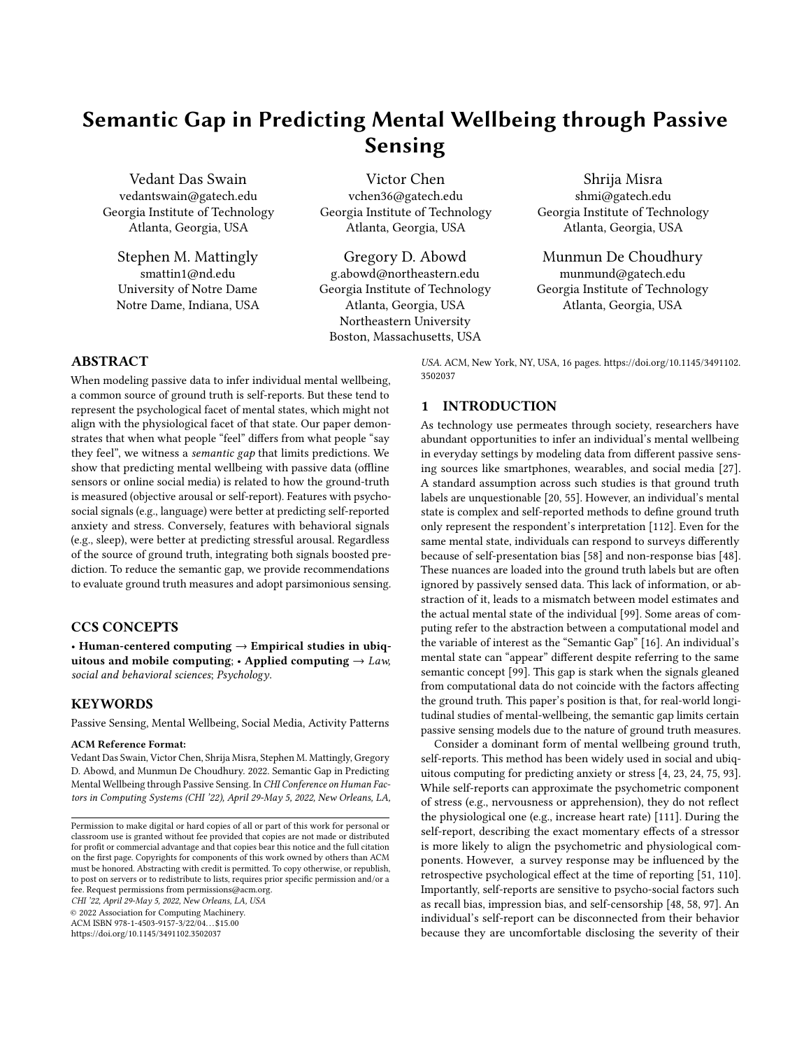# Semantic Gap in Predicting Mental Wellbeing through Passive Sensing

Vedant Das Swain
vedantswain@gatech.edu
Georgia Institute of Technology
Atlanta, Georgia, USA

Victor Chen
vchen36@gatech.edu
Georgia Institute of Technology
Atlanta, Georgia, USA

Shrija Misra
shmi@gatech.edu
Georgia Institute of Technology
Atlanta, Georgia, USA

Stephen M. Mattingly
smattin1@nd.edu
University of Notre Dame
Notre Dame, Indiana, USA

Gregory D. Abowd
g.abowd@northeastern.edu
Georgia Institute of Technology
Atlanta, Georgia, USA
Northeastern University
Boston, Massachusetts, USA

Munmun De Choudhury
munmund@gatech.edu
Georgia Institute of Technology
Atlanta, Georgia, USA

## ABSTRACT

When modeling passive data to infer individual mental wellbeing, a common source of ground truth is self-reports. But these tend to represent the psychological facet of mental states, which might not align with the physiological facet of that state. Our paper demonstrates that when what people "feel" differs from what people "say they feel", we witness a *semantic gap* that limits predictions. We show that predicting mental wellbeing with passive data (offline sensors or online social media) is related to how the ground-truth is measured (objective arousal or self-report). Features with psychosocial signals (e.g., language) were better at predicting self-reported anxiety and stress. Conversely, features with behavioral signals (e.g., sleep), were better at predicting stressful arousal. Regardless of the source of ground truth, integrating both signals boosted prediction. To reduce the semantic gap, we provide recommendations to evaluate ground truth measures and adopt parsimonious sensing.

## CCS CONCEPTS

• **Human-centered computing** → **Empirical studies in ubiquitous and mobile computing**; • **Applied computing** → *Law, social and behavioral sciences*; *Psychology*.

## KEYWORDS

Passive Sensing, Mental Wellbeing, Social Media, Activity Patterns

**ACM Reference Format:**
Vedant Das Swain, Victor Chen, Shrija Misra, Stephen M. Mattingly, Gregory D. Abowd, and Munmun De Choudhury. 2022. Semantic Gap in Predicting Mental Wellbeing through Passive Sensing. In *CHI Conference on Human Factors in Computing Systems (CHI '22), April 29-May 5, 2022, New Orleans, LA, USA.* ACM, New York, NY, USA, 16 pages. https://doi.org/10.1145/3491102.3502037

Permission to make digital or hard copies of all or part of this work for personal or classroom use is granted without fee provided that copies are not made or distributed for profit or commercial advantage and that copies bear this notice and the full citation on the first page. Copyrights for components of this work owned by others than ACM must be honored. Abstracting with credit is permitted. To copy otherwise, or republish, to post on servers or to redistribute to lists, requires prior specific permission and/or a fee. Request permissions from permissions@acm.org.
*CHI '22, April 29-May 5, 2022, New Orleans, LA, USA*
© 2022 Association for Computing Machinery.
ACM ISBN 978-1-4503-9157-3/22/04...$15.00
https://doi.org/10.1145/3491102.3502037

## 1 INTRODUCTION

As technology use permeates through society, researchers have abundant opportunities to infer an individual's mental wellbeing in everyday settings by modeling data from different passive sensing sources like smartphones, wearables, and social media [27]. A standard assumption across such studies is that ground truth labels are unquestionable [20, 55]. However, an individual's mental state is complex and self-reported methods to define ground truth only represent the respondent's interpretation [112]. Even for the same mental state, individuals can respond to surveys differently because of self-presentation bias [58] and non-response bias [48]. These nuances are loaded into the ground truth labels but are often ignored by passively sensed data. This lack of information, or abstraction of it, leads to a mismatch between model estimates and the actual mental state of the individual [99]. Some areas of computing refer to the abstraction between a computational model and the variable of interest as the "Semantic Gap" [16]. An individual's mental state can "appear" different despite referring to the same semantic concept [99]. This gap is stark when the signals gleaned from computational data do not coincide with the factors affecting the ground truth. This paper's position is that, for real-world longitudinal studies of mental-wellbeing, the semantic gap limits certain passive sensing models due to the nature of ground truth measures.

Consider a dominant form of mental wellbeing ground truth, self-reports. This method has been widely used in social and ubiquitous computing for predicting anxiety or stress [4, 23, 24, 75, 93]. While self-reports can approximate the psychometric component of stress (e.g., nervousness or apprehension), they do not reflect the physiological one (e.g., increase heart rate) [111]. During the self-report, describing the exact momentary effects of a stressor is more likely to align the psychometric and physiological components. However, a survey response may be influenced by the retrospective psychological effect at the time of reporting [51, 110]. Importantly, self-reports are sensitive to psycho-social factors such as recall bias, impression bias, and self-censorship [48, 58, 97]. An individual's self-report can be disconnected from their behavior because they are uncomfortable disclosing the severity of their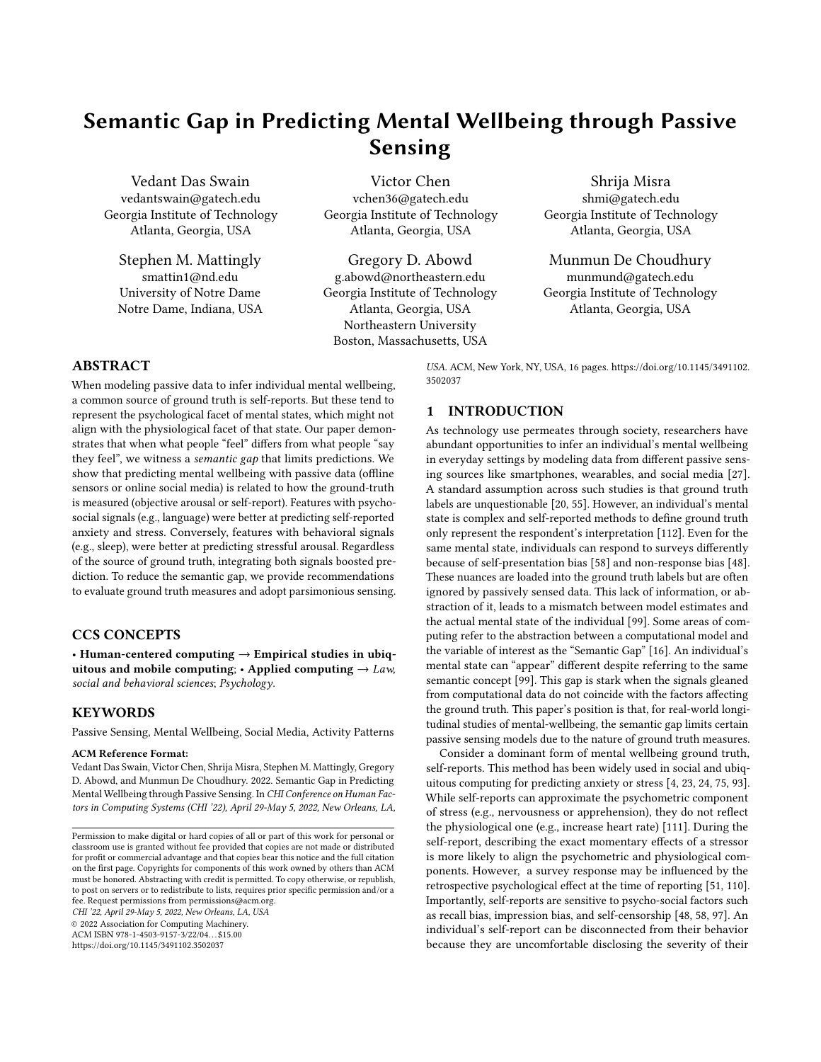# Semantic Gap in Predicting Mental Wellbeing through Passive Sensing

Vedant Das Swain
vedantswain@gatech.edu
Georgia Institute of Technology
Atlanta, Georgia, USA

Victor Chen
vchen36@gatech.edu
Georgia Institute of Technology
Atlanta, Georgia, USA

Shrija Misra
shmi@gatech.edu
Georgia Institute of Technology
Atlanta, Georgia, USA

Stephen M. Mattingly
smattin1@nd.edu
University of Notre Dame
Notre Dame, Indiana, USA

Gregory D. Abowd
g.abowd@northeastern.edu
Georgia Institute of Technology
Atlanta, Georgia, USA
Northeastern University
Boston, Massachusetts, USA

Munmun De Choudhury
munmund@gatech.edu
Georgia Institute of Technology
Atlanta, Georgia, USA

## ABSTRACT

When modeling passive data to infer individual mental wellbeing, a common source of ground truth is self-reports. But these tend to represent the psychological facet of mental states, which might not align with the physiological facet of that state. Our paper demonstrates that when what people "feel" differs from what people "say they feel", we witness a *semantic gap* that limits predictions. We show that predicting mental wellbeing with passive data (offline sensors or online social media) is related to how the ground-truth is measured (objective arousal or self-report). Features with psychosocial signals (e.g., language) were better at predicting self-reported anxiety and stress. Conversely, features with behavioral signals (e.g., sleep), were better at predicting stressful arousal. Regardless of the source of ground truth, integrating both signals boosted prediction. To reduce the semantic gap, we provide recommendations to evaluate ground truth measures and adopt parsimonious sensing.

## CCS CONCEPTS

• **Human-centered computing → Empirical studies in ubiquitous and mobile computing**; • **Applied computing →** *Law, social and behavioral sciences*; *Psychology*.

## KEYWORDS

Passive Sensing, Mental Wellbeing, Social Media, Activity Patterns

**ACM Reference Format:**
Vedant Das Swain, Victor Chen, Shrija Misra, Stephen M. Mattingly, Gregory D. Abowd, and Munmun De Choudhury. 2022. Semantic Gap in Predicting Mental Wellbeing through Passive Sensing. In *CHI Conference on Human Factors in Computing Systems (CHI '22), April 29-May 5, 2022, New Orleans, LA, USA.* ACM, New York, NY, USA, 16 pages. https://doi.org/10.1145/3491102.3502037

Permission to make digital or hard copies of all or part of this work for personal or classroom use is granted without fee provided that copies are not made or distributed for profit or commercial advantage and that copies bear this notice and the full citation on the first page. Copyrights for components of this work owned by others than ACM must be honored. Abstracting with credit is permitted. To copy otherwise, or republish, to post on servers or to redistribute to lists, requires prior specific permission and/or a fee. Request permissions from permissions@acm.org.
*CHI '22, April 29-May 5, 2022, New Orleans, LA, USA*
© 2022 Association for Computing Machinery.
ACM ISBN 978-1-4503-9157-3/22/04…$15.00
https://doi.org/10.1145/3491102.3502037

## 1 INTRODUCTION

As technology use permeates through society, researchers have abundant opportunities to infer an individual's mental wellbeing in everyday settings by modeling data from different passive sensing sources like smartphones, wearables, and social media [27]. A standard assumption across such studies is that ground truth labels are unquestionable [20, 55]. However, an individual's mental state is complex and self-reported methods to define ground truth only represent the respondent's interpretation [112]. Even for the same mental state, individuals can respond to surveys differently because of self-presentation bias [58] and non-response bias [48]. These nuances are loaded into the ground truth labels but are often ignored by passively sensed data. This lack of information, or abstraction of it, leads to a mismatch between model estimates and the actual mental state of the individual [99]. Some areas of computing refer to the abstraction between a computational model and the variable of interest as the "Semantic Gap" [16]. An individual's mental state can "appear" different despite referring to the same semantic concept [99]. This gap is stark when the signals gleaned from computational data do not coincide with the factors affecting the ground truth. This paper's position is that, for real-world longitudinal studies of mental-wellbeing, the semantic gap limits certain passive sensing models due to the nature of ground truth measures.

Consider a dominant form of mental wellbeing ground truth, self-reports. This method has been widely used in social and ubiquitous computing for predicting anxiety or stress [4, 23, 24, 75, 93]. While self-reports can approximate the psychometric component of stress (e.g., nervousness or apprehension), they do not reflect the physiological one (e.g., increase heart rate) [111]. During the self-report, describing the exact momentary effects of a stressor is more likely to align the psychometric and physiological components. However, a survey response may be influenced by the retrospective psychological effect at the time of reporting [51, 110]. Importantly, self-reports are sensitive to psycho-social factors such as recall bias, impression bias, and self-censorship [48, 58, 97]. An individual's self-report can be disconnected from their behavior because they are uncomfortable disclosing the severity of their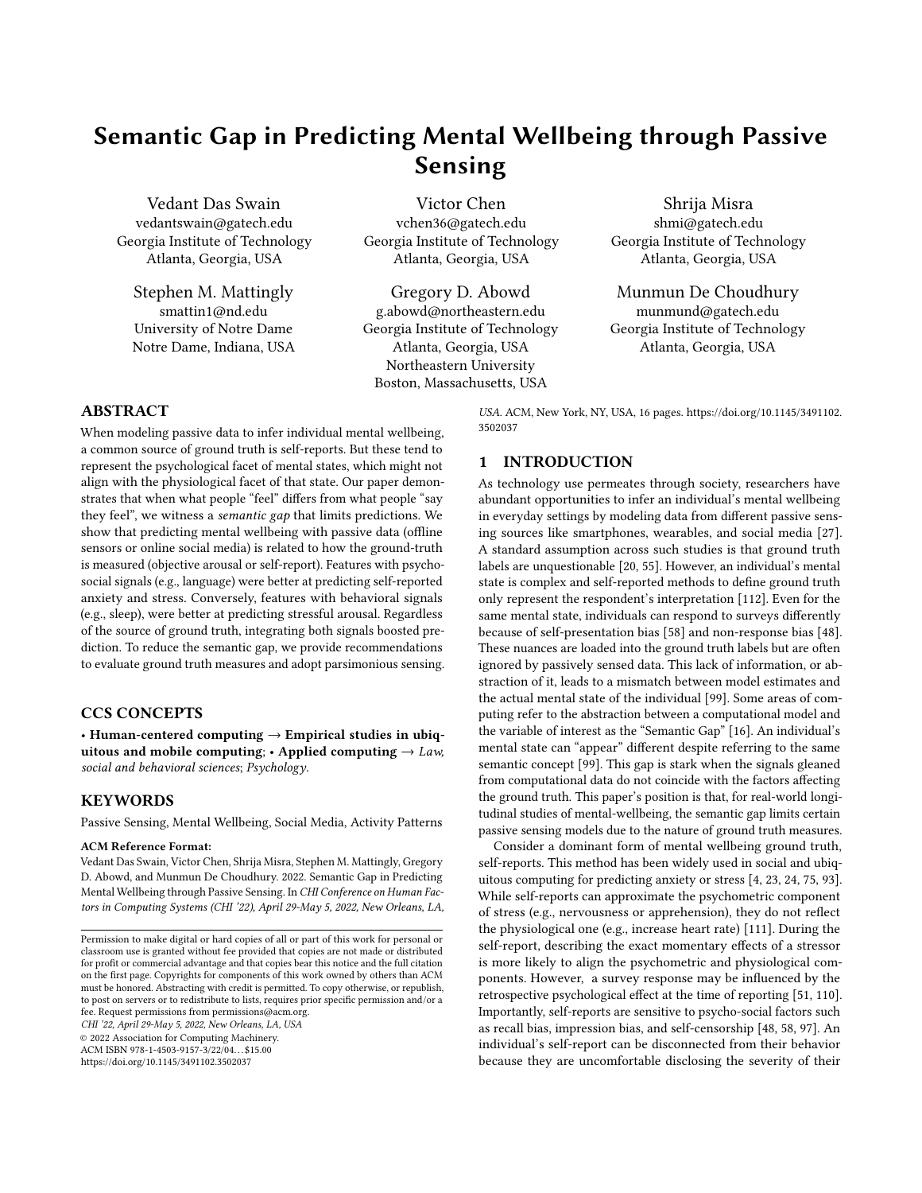# Semantic Gap in Predicting Mental Wellbeing through Passive Sensing

Vedant Das Swain
vedantswain@gatech.edu
Georgia Institute of Technology
Atlanta, Georgia, USA

Victor Chen
vchen36@gatech.edu
Georgia Institute of Technology
Atlanta, Georgia, USA

Shrija Misra
shmi@gatech.edu
Georgia Institute of Technology
Atlanta, Georgia, USA

Stephen M. Mattingly
smattin1@nd.edu
University of Notre Dame
Notre Dame, Indiana, USA

Gregory D. Abowd
g.abowd@northeastern.edu
Georgia Institute of Technology
Atlanta, Georgia, USA
Northeastern University
Boston, Massachusetts, USA

Munmun De Choudhury
munmund@gatech.edu
Georgia Institute of Technology
Atlanta, Georgia, USA

## ABSTRACT

When modeling passive data to infer individual mental wellbeing, a common source of ground truth is self-reports. But these tend to represent the psychological facet of mental states, which might not align with the physiological facet of that state. Our paper demonstrates that when what people "feel" differs from what people "say they feel", we witness a *semantic gap* that limits predictions. We show that predicting mental wellbeing with passive data (offline sensors or online social media) is related to how the ground-truth is measured (objective arousal or self-report). Features with psychosocial signals (e.g., language) were better at predicting self-reported anxiety and stress. Conversely, features with behavioral signals (e.g., sleep), were better at predicting stressful arousal. Regardless of the source of ground truth, integrating both signals boosted prediction. To reduce the semantic gap, we provide recommendations to evaluate ground truth measures and adopt parsimonious sensing.

## CCS CONCEPTS

• **Human-centered computing → Empirical studies in ubiquitous and mobile computing**; • **Applied computing →** *Law, social and behavioral sciences*; *Psychology*.

## KEYWORDS

Passive Sensing, Mental Wellbeing, Social Media, Activity Patterns

**ACM Reference Format:**
Vedant Das Swain, Victor Chen, Shrija Misra, Stephen M. Mattingly, Gregory D. Abowd, and Munmun De Choudhury. 2022. Semantic Gap in Predicting Mental Wellbeing through Passive Sensing. In *CHI Conference on Human Factors in Computing Systems (CHI '22), April 29-May 5, 2022, New Orleans, LA, USA.* ACM, New York, NY, USA, 16 pages. https://doi.org/10.1145/3491102.3502037

Permission to make digital or hard copies of all or part of this work for personal or classroom use is granted without fee provided that copies are not made or distributed for profit or commercial advantage and that copies bear this notice and the full citation on the first page. Copyrights for components of this work owned by others than ACM must be honored. Abstracting with credit is permitted. To copy otherwise, or republish, to post on servers or to redistribute to lists, requires prior specific permission and/or a fee. Request permissions from permissions@acm.org.
*CHI '22, April 29-May 5, 2022, New Orleans, LA, USA*
© 2022 Association for Computing Machinery.
ACM ISBN 978-1-4503-9157-3/22/04...$15.00
https://doi.org/10.1145/3491102.3502037

## 1 INTRODUCTION

As technology use permeates through society, researchers have abundant opportunities to infer an individual's mental wellbeing in everyday settings by modeling data from different passive sensing sources like smartphones, wearables, and social media [27]. A standard assumption across such studies is that ground truth labels are unquestionable [20, 55]. However, an individual's mental state is complex and self-reported methods to define ground truth only represent the respondent's interpretation [112]. Even for the same mental state, individuals can respond to surveys differently because of self-presentation bias [58] and non-response bias [48]. These nuances are loaded into the ground truth labels but are often ignored by passively sensed data. This lack of information, or abstraction of it, leads to a mismatch between model estimates and the actual mental state of the individual [99]. Some areas of computing refer to the abstraction between a computational model and the variable of interest as the "Semantic Gap" [16]. An individual's mental state can "appear" different despite referring to the same semantic concept [99]. This gap is stark when the signals gleaned from computational data do not coincide with the factors affecting the ground truth. This paper's position is that, for real-world longitudinal studies of mental-wellbeing, the semantic gap limits certain passive sensing models due to the nature of ground truth measures.

Consider a dominant form of mental wellbeing ground truth, self-reports. This method has been widely used in social and ubiquitous computing for predicting anxiety or stress [4, 23, 24, 75, 93]. While self-reports can approximate the psychometric component of stress (e.g., nervousness or apprehension), they do not reflect the physiological one (e.g., increase heart rate) [111]. During the self-report, describing the exact momentary effects of a stressor is more likely to align the psychometric and physiological components. However, a survey response may be influenced by the retrospective psychological effect at the time of reporting [51, 110]. Importantly, self-reports are sensitive to psycho-social factors such as recall bias, impression bias, and self-censorship [48, 58, 97]. An individual's self-report can be disconnected from their behavior because they are uncomfortable disclosing the severity of their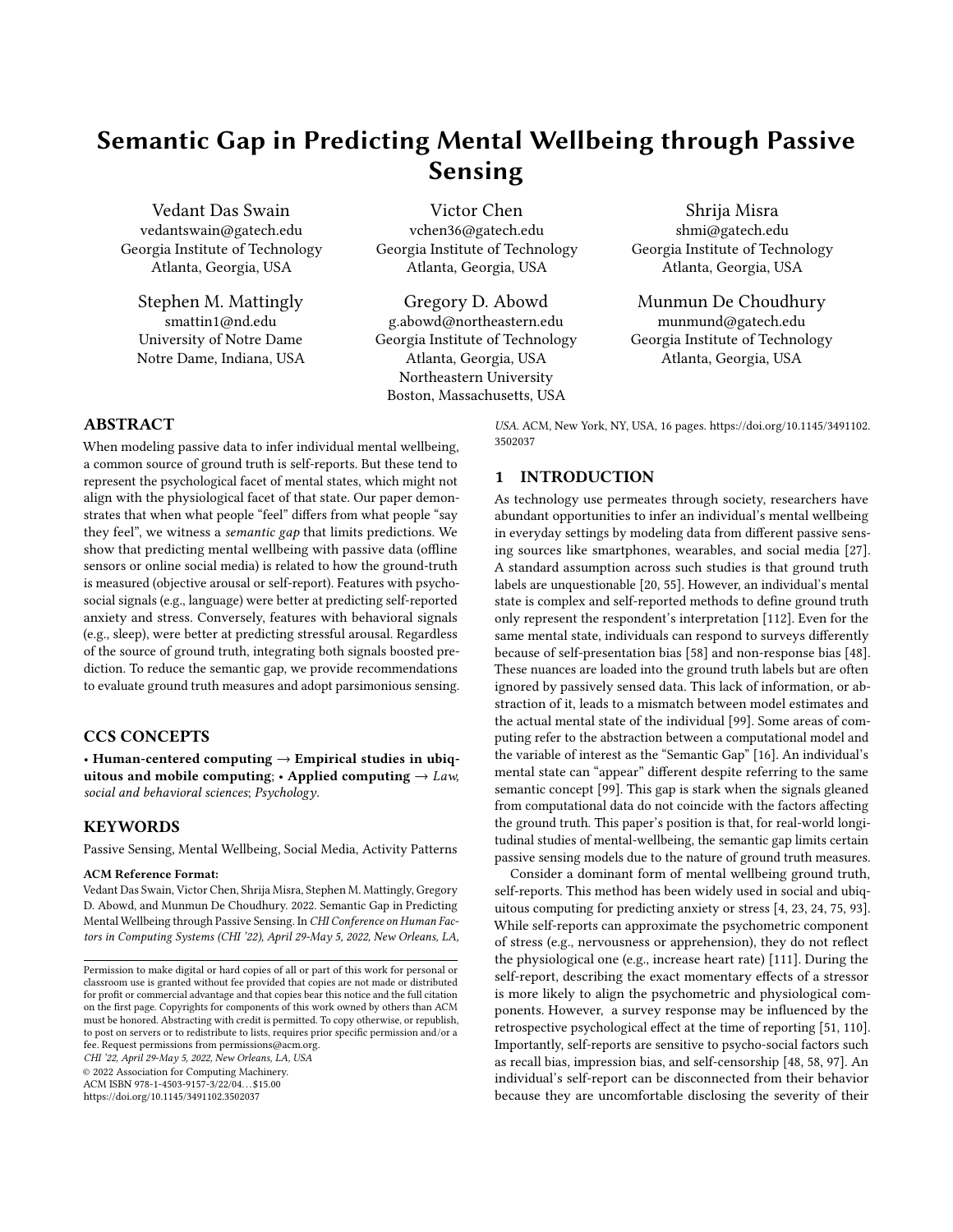# Semantic Gap in Predicting Mental Wellbeing through Passive Sensing

Vedant Das Swain
vedantswain@gatech.edu
Georgia Institute of Technology
Atlanta, Georgia, USA

Victor Chen
vchen36@gatech.edu
Georgia Institute of Technology
Atlanta, Georgia, USA

Shrija Misra
shmi@gatech.edu
Georgia Institute of Technology
Atlanta, Georgia, USA

Stephen M. Mattingly
smattin1@nd.edu
University of Notre Dame
Notre Dame, Indiana, USA

Gregory D. Abowd
g.abowd@northeastern.edu
Georgia Institute of Technology
Atlanta, Georgia, USA
Northeastern University
Boston, Massachusetts, USA

Munmun De Choudhury
munmund@gatech.edu
Georgia Institute of Technology
Atlanta, Georgia, USA

## ABSTRACT

When modeling passive data to infer individual mental wellbeing, a common source of ground truth is self-reports. But these tend to represent the psychological facet of mental states, which might not align with the physiological facet of that state. Our paper demonstrates that when what people "feel" differs from what people "say they feel", we witness a *semantic gap* that limits predictions. We show that predicting mental wellbeing with passive data (offline sensors or online social media) is related to how the ground-truth is measured (objective arousal or self-report). Features with psychosocial signals (e.g., language) were better at predicting self-reported anxiety and stress. Conversely, features with behavioral signals (e.g., sleep), were better at predicting stressful arousal. Regardless of the source of ground truth, integrating both signals boosted prediction. To reduce the semantic gap, we provide recommendations to evaluate ground truth measures and adopt parsimonious sensing.

## CCS CONCEPTS

• **Human-centered computing** → **Empirical studies in ubiquitous and mobile computing**; • **Applied computing** → *Law, social and behavioral sciences*; *Psychology*.

## KEYWORDS

Passive Sensing, Mental Wellbeing, Social Media, Activity Patterns

**ACM Reference Format:**
Vedant Das Swain, Victor Chen, Shrija Misra, Stephen M. Mattingly, Gregory D. Abowd, and Munmun De Choudhury. 2022. Semantic Gap in Predicting Mental Wellbeing through Passive Sensing. In *CHI Conference on Human Factors in Computing Systems (CHI '22), April 29-May 5, 2022, New Orleans, LA, USA.* ACM, New York, NY, USA, 16 pages. https://doi.org/10.1145/3491102.3502037

Permission to make digital or hard copies of all or part of this work for personal or classroom use is granted without fee provided that copies are not made or distributed for profit or commercial advantage and that copies bear this notice and the full citation on the first page. Copyrights for components of this work owned by others than ACM must be honored. Abstracting with credit is permitted. To copy otherwise, or republish, to post on servers or to redistribute to lists, requires prior specific permission and/or a fee. Request permissions from permissions@acm.org.
*CHI '22, April 29-May 5, 2022, New Orleans, LA, USA*
© 2022 Association for Computing Machinery.
ACM ISBN 978-1-4503-9157-3/22/04…$15.00
https://doi.org/10.1145/3491102.3502037

## 1 INTRODUCTION

As technology use permeates through society, researchers have abundant opportunities to infer an individual's mental wellbeing in everyday settings by modeling data from different passive sensing sources like smartphones, wearables, and social media [27]. A standard assumption across such studies is that ground truth labels are unquestionable [20, 55]. However, an individual's mental state is complex and self-reported methods to define ground truth only represent the respondent's interpretation [112]. Even for the same mental state, individuals can respond to surveys differently because of self-presentation bias [58] and non-response bias [48]. These nuances are loaded into the ground truth labels but are often ignored by passively sensed data. This lack of information, or abstraction of it, leads to a mismatch between model estimates and the actual mental state of the individual [99]. Some areas of computing refer to the abstraction between a computational model and the variable of interest as the "Semantic Gap" [16]. An individual's mental state can "appear" different despite referring to the same semantic concept [99]. This gap is stark when the signals gleaned from computational data do not coincide with the factors affecting the ground truth. This paper's position is that, for real-world longitudinal studies of mental-wellbeing, the semantic gap limits certain passive sensing models due to the nature of ground truth measures.

Consider a dominant form of mental wellbeing ground truth, self-reports. This method has been widely used in social and ubiquitous computing for predicting anxiety or stress [4, 23, 24, 75, 93]. While self-reports can approximate the psychometric component of stress (e.g., nervousness or apprehension), they do not reflect the physiological one (e.g., increase heart rate) [111]. During the self-report, describing the exact momentary effects of a stressor is more likely to align the psychometric and physiological components. However, a survey response may be influenced by the retrospective psychological effect at the time of reporting [51, 110]. Importantly, self-reports are sensitive to psycho-social factors such as recall bias, impression bias, and self-censorship [48, 58, 97]. An individual's self-report can be disconnected from their behavior because they are uncomfortable disclosing the severity of their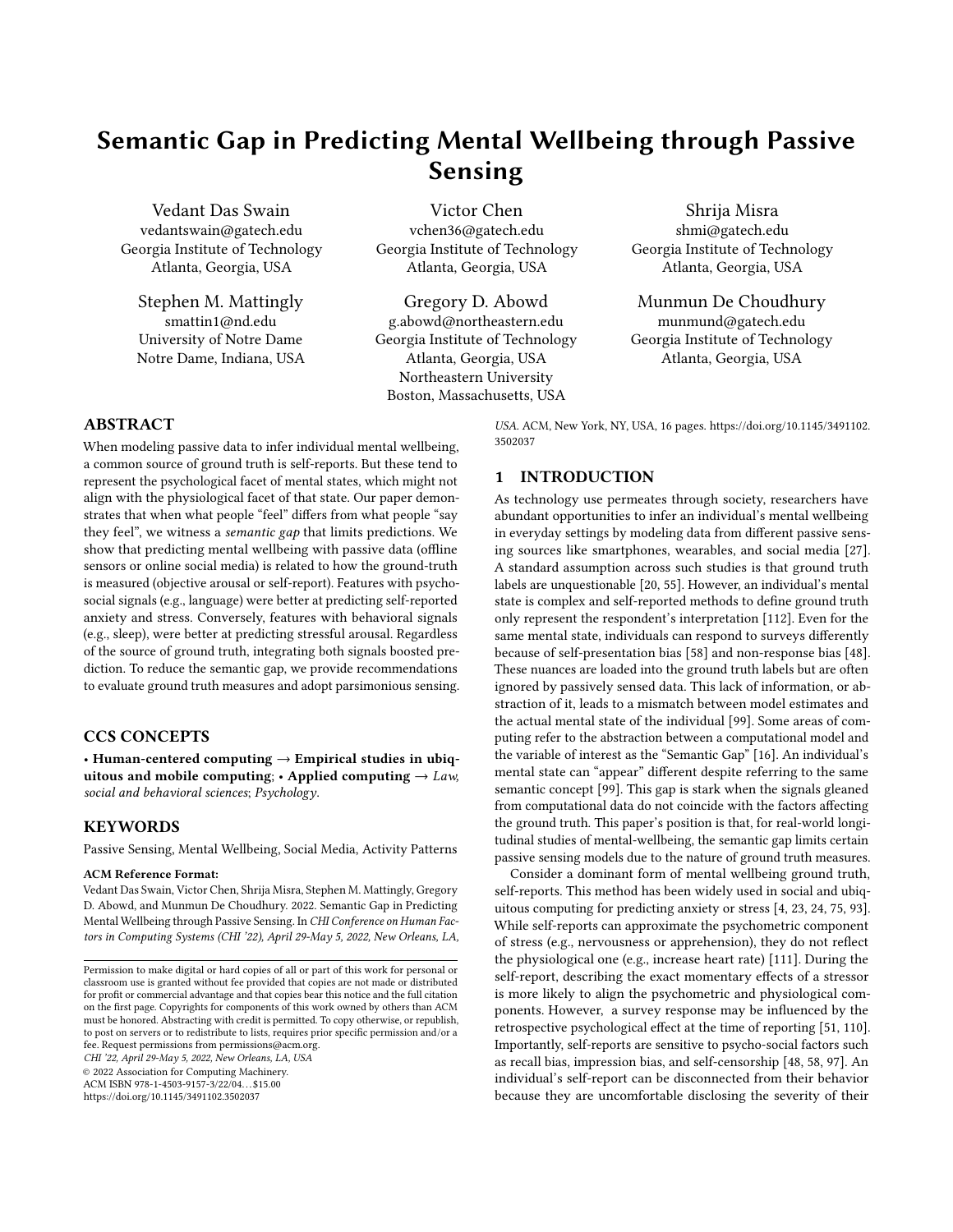# Semantic Gap in Predicting Mental Wellbeing through Passive Sensing

Vedant Das Swain
vedantswain@gatech.edu
Georgia Institute of Technology
Atlanta, Georgia, USA

Victor Chen
vchen36@gatech.edu
Georgia Institute of Technology
Atlanta, Georgia, USA

Shrija Misra
shmi@gatech.edu
Georgia Institute of Technology
Atlanta, Georgia, USA

Stephen M. Mattingly
smattin1@nd.edu
University of Notre Dame
Notre Dame, Indiana, USA

Gregory D. Abowd
g.abowd@northeastern.edu
Georgia Institute of Technology
Atlanta, Georgia, USA
Northeastern University
Boston, Massachusetts, USA

Munmun De Choudhury
munmund@gatech.edu
Georgia Institute of Technology
Atlanta, Georgia, USA

## ABSTRACT

When modeling passive data to infer individual mental wellbeing, a common source of ground truth is self-reports. But these tend to represent the psychological facet of mental states, which might not align with the physiological facet of that state. Our paper demonstrates that when what people "feel" differs from what people "say they feel", we witness a *semantic gap* that limits predictions. We show that predicting mental wellbeing with passive data (offline sensors or online social media) is related to how the ground-truth is measured (objective arousal or self-report). Features with psychosocial signals (e.g., language) were better at predicting self-reported anxiety and stress. Conversely, features with behavioral signals (e.g., sleep), were better at predicting stressful arousal. Regardless of the source of ground truth, integrating both signals boosted prediction. To reduce the semantic gap, we provide recommendations to evaluate ground truth measures and adopt parsimonious sensing.

## CCS CONCEPTS

• **Human-centered computing** → **Empirical studies in ubiquitous and mobile computing**; • **Applied computing** → *Law, social and behavioral sciences*; *Psychology*.

## KEYWORDS

Passive Sensing, Mental Wellbeing, Social Media, Activity Patterns

**ACM Reference Format:**
Vedant Das Swain, Victor Chen, Shrija Misra, Stephen M. Mattingly, Gregory D. Abowd, and Munmun De Choudhury. 2022. Semantic Gap in Predicting Mental Wellbeing through Passive Sensing. In *CHI Conference on Human Factors in Computing Systems (CHI '22), April 29-May 5, 2022, New Orleans, LA, USA.* ACM, New York, NY, USA, 16 pages. https://doi.org/10.1145/3491102.3502037

Permission to make digital or hard copies of all or part of this work for personal or classroom use is granted without fee provided that copies are not made or distributed for profit or commercial advantage and that copies bear this notice and the full citation on the first page. Copyrights for components of this work owned by others than ACM must be honored. Abstracting with credit is permitted. To copy otherwise, or republish, to post on servers or to redistribute to lists, requires prior specific permission and/or a fee. Request permissions from permissions@acm.org.
*CHI '22, April 29-May 5, 2022, New Orleans, LA, USA*
© 2022 Association for Computing Machinery.
ACM ISBN 978-1-4503-9157-3/22/04…$15.00
https://doi.org/10.1145/3491102.3502037

## 1 INTRODUCTION

As technology use permeates through society, researchers have abundant opportunities to infer an individual's mental wellbeing in everyday settings by modeling data from different passive sensing sources like smartphones, wearables, and social media [27]. A standard assumption across such studies is that ground truth labels are unquestionable [20, 55]. However, an individual's mental state is complex and self-reported methods to define ground truth only represent the respondent's interpretation [112]. Even for the same mental state, individuals can respond to surveys differently because of self-presentation bias [58] and non-response bias [48]. These nuances are loaded into the ground truth labels but are often ignored by passively sensed data. This lack of information, or abstraction of it, leads to a mismatch between model estimates and the actual mental state of the individual [99]. Some areas of computing refer to the abstraction between a computational model and the variable of interest as the "Semantic Gap" [16]. An individual's mental state can "appear" different despite referring to the same semantic concept [99]. This gap is stark when the signals gleaned from computational data do not coincide with the factors affecting the ground truth. This paper's position is that, for real-world longitudinal studies of mental-wellbeing, the semantic gap limits certain passive sensing models due to the nature of ground truth measures.

Consider a dominant form of mental wellbeing ground truth, self-reports. This method has been widely used in social and ubiquitous computing for predicting anxiety or stress [4, 23, 24, 75, 93]. While self-reports can approximate the psychometric component of stress (e.g., nervousness or apprehension), they do not reflect the physiological one (e.g., increase heart rate) [111]. During the self-report, describing the exact momentary effects of a stressor is more likely to align the psychometric and physiological components. However, a survey response may be influenced by the retrospective psychological effect at the time of reporting [51, 110]. Importantly, self-reports are sensitive to psycho-social factors such as recall bias, impression bias, and self-censorship [48, 58, 97]. An individual's self-report can be disconnected from their behavior because they are uncomfortable disclosing the severity of their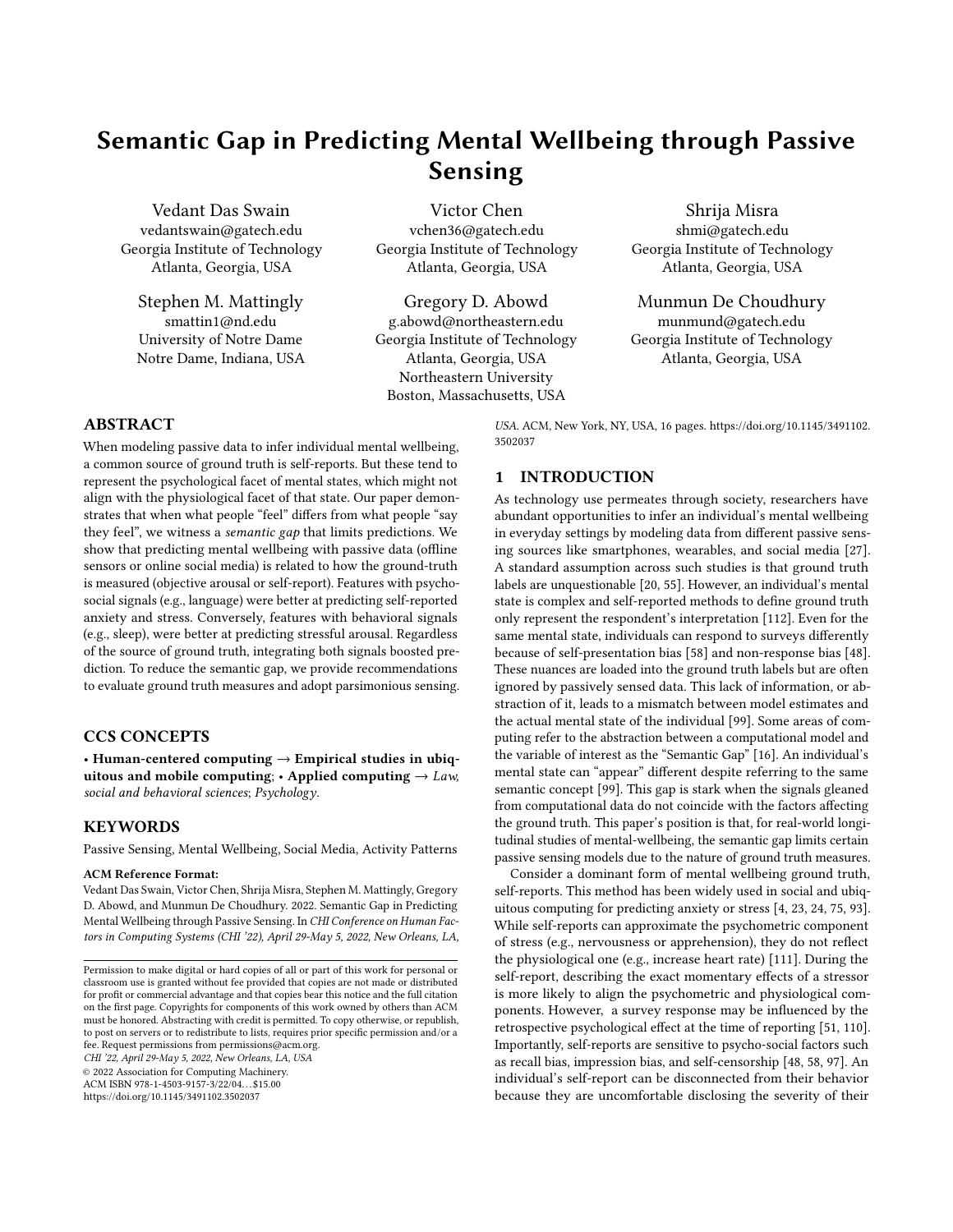# Semantic Gap in Predicting Mental Wellbeing through Passive Sensing

Vedant Das Swain
vedantswain@gatech.edu
Georgia Institute of Technology
Atlanta, Georgia, USA

Victor Chen
vchen36@gatech.edu
Georgia Institute of Technology
Atlanta, Georgia, USA

Shrija Misra
shmi@gatech.edu
Georgia Institute of Technology
Atlanta, Georgia, USA

Stephen M. Mattingly
smattin1@nd.edu
University of Notre Dame
Notre Dame, Indiana, USA

Gregory D. Abowd
g.abowd@northeastern.edu
Georgia Institute of Technology
Atlanta, Georgia, USA
Northeastern University
Boston, Massachusetts, USA

Munmun De Choudhury
munmund@gatech.edu
Georgia Institute of Technology
Atlanta, Georgia, USA

## ABSTRACT

When modeling passive data to infer individual mental wellbeing, a common source of ground truth is self-reports. But these tend to represent the psychological facet of mental states, which might not align with the physiological facet of that state. Our paper demonstrates that when what people "feel" differs from what people "say they feel", we witness a *semantic gap* that limits predictions. We show that predicting mental wellbeing with passive data (offline sensors or online social media) is related to how the ground-truth is measured (objective arousal or self-report). Features with psychosocial signals (e.g., language) were better at predicting self-reported anxiety and stress. Conversely, features with behavioral signals (e.g., sleep), were better at predicting stressful arousal. Regardless of the source of ground truth, integrating both signals boosted prediction. To reduce the semantic gap, we provide recommendations to evaluate ground truth measures and adopt parsimonious sensing.

## CCS CONCEPTS

• **Human-centered computing** → **Empirical studies in ubiquitous and mobile computing**; • **Applied computing** → *Law, social and behavioral sciences*; *Psychology*.

## KEYWORDS

Passive Sensing, Mental Wellbeing, Social Media, Activity Patterns

**ACM Reference Format:**
Vedant Das Swain, Victor Chen, Shrija Misra, Stephen M. Mattingly, Gregory D. Abowd, and Munmun De Choudhury. 2022. Semantic Gap in Predicting Mental Wellbeing through Passive Sensing. In *CHI Conference on Human Factors in Computing Systems (CHI '22), April 29-May 5, 2022, New Orleans, LA, USA.* ACM, New York, NY, USA, 16 pages. https://doi.org/10.1145/3491102.3502037

Permission to make digital or hard copies of all or part of this work for personal or classroom use is granted without fee provided that copies are not made or distributed for profit or commercial advantage and that copies bear this notice and the full citation on the first page. Copyrights for components of this work owned by others than ACM must be honored. Abstracting with credit is permitted. To copy otherwise, or republish, to post on servers or to redistribute to lists, requires prior specific permission and/or a fee. Request permissions from permissions@acm.org.
*CHI '22, April 29-May 5, 2022, New Orleans, LA, USA*
© 2022 Association for Computing Machinery.
ACM ISBN 978-1-4503-9157-3/22/04...$15.00
https://doi.org/10.1145/3491102.3502037

## 1 INTRODUCTION

As technology use permeates through society, researchers have abundant opportunities to infer an individual's mental wellbeing in everyday settings by modeling data from different passive sensing sources like smartphones, wearables, and social media [27]. A standard assumption across such studies is that ground truth labels are unquestionable [20, 55]. However, an individual's mental state is complex and self-reported methods to define ground truth only represent the respondent's interpretation [112]. Even for the same mental state, individuals can respond to surveys differently because of self-presentation bias [58] and non-response bias [48]. These nuances are loaded into the ground truth labels but are often ignored by passively sensed data. This lack of information, or abstraction of it, leads to a mismatch between model estimates and the actual mental state of the individual [99]. Some areas of computing refer to the abstraction between a computational model and the variable of interest as the "Semantic Gap" [16]. An individual's mental state can "appear" different despite referring to the same semantic concept [99]. This gap is stark when the signals gleaned from computational data do not coincide with the factors affecting the ground truth. This paper's position is that, for real-world longitudinal studies of mental-wellbeing, the semantic gap limits certain passive sensing models due to the nature of ground truth measures.

Consider a dominant form of mental wellbeing ground truth, self-reports. This method has been widely used in social and ubiquitous computing for predicting anxiety or stress [4, 23, 24, 75, 93]. While self-reports can approximate the psychometric component of stress (e.g., nervousness or apprehension), they do not reflect the physiological one (e.g., increase heart rate) [111]. During the self-report, describing the exact momentary effects of a stressor is more likely to align the psychometric and physiological components. However, a survey response may be influenced by the retrospective psychological effect at the time of reporting [51, 110]. Importantly, self-reports are sensitive to psycho-social factors such as recall bias, impression bias, and self-censorship [48, 58, 97]. An individual's self-report can be disconnected from their behavior because they are uncomfortable disclosing the severity of their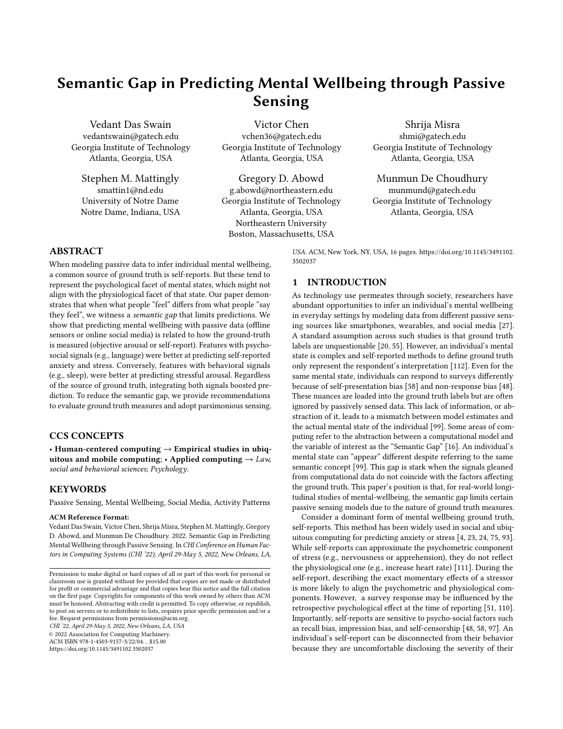# Semantic Gap in Predicting Mental Wellbeing through Passive Sensing

Vedant Das Swain
vedantswain@gatech.edu
Georgia Institute of Technology
Atlanta, Georgia, USA

Victor Chen
vchen36@gatech.edu
Georgia Institute of Technology
Atlanta, Georgia, USA

Shrija Misra
shmi@gatech.edu
Georgia Institute of Technology
Atlanta, Georgia, USA

Stephen M. Mattingly
smattin1@nd.edu
University of Notre Dame
Notre Dame, Indiana, USA

Gregory D. Abowd
g.abowd@northeastern.edu
Georgia Institute of Technology
Atlanta, Georgia, USA
Northeastern University
Boston, Massachusetts, USA

Munmun De Choudhury
munmund@gatech.edu
Georgia Institute of Technology
Atlanta, Georgia, USA

## ABSTRACT

When modeling passive data to infer individual mental wellbeing, a common source of ground truth is self-reports. But these tend to represent the psychological facet of mental states, which might not align with the physiological facet of that state. Our paper demonstrates that when what people "feel" differs from what people "say they feel", we witness a *semantic gap* that limits predictions. We show that predicting mental wellbeing with passive data (offline sensors or online social media) is related to how the ground-truth is measured (objective arousal or self-report). Features with psychosocial signals (e.g., language) were better at predicting self-reported anxiety and stress. Conversely, features with behavioral signals (e.g., sleep), were better at predicting stressful arousal. Regardless of the source of ground truth, integrating both signals boosted prediction. To reduce the semantic gap, we provide recommendations to evaluate ground truth measures and adopt parsimonious sensing.

## CCS CONCEPTS

• **Human-centered computing** → **Empirical studies in ubiquitous and mobile computing**; • **Applied computing** → *Law, social and behavioral sciences*; *Psychology*.

## KEYWORDS

Passive Sensing, Mental Wellbeing, Social Media, Activity Patterns

**ACM Reference Format:**
Vedant Das Swain, Victor Chen, Shrija Misra, Stephen M. Mattingly, Gregory D. Abowd, and Munmun De Choudhury. 2022. Semantic Gap in Predicting Mental Wellbeing through Passive Sensing. In *CHI Conference on Human Factors in Computing Systems (CHI '22), April 29-May 5, 2022, New Orleans, LA, USA.* ACM, New York, NY, USA, 16 pages. https://doi.org/10.1145/3491102.3502037

Permission to make digital or hard copies of all or part of this work for personal or classroom use is granted without fee provided that copies are not made or distributed for profit or commercial advantage and that copies bear this notice and the full citation on the first page. Copyrights for components of this work owned by others than ACM must be honored. Abstracting with credit is permitted. To copy otherwise, or republish, to post on servers or to redistribute to lists, requires prior specific permission and/or a fee. Request permissions from permissions@acm.org.
*CHI '22, April 29-May 5, 2022, New Orleans, LA, USA*
© 2022 Association for Computing Machinery.
ACM ISBN 978-1-4503-9157-3/22/04...$15.00
https://doi.org/10.1145/3491102.3502037

## 1 INTRODUCTION

As technology use permeates through society, researchers have abundant opportunities to infer an individual's mental wellbeing in everyday settings by modeling data from different passive sensing sources like smartphones, wearables, and social media [27]. A standard assumption across such studies is that ground truth labels are unquestionable [20, 55]. However, an individual's mental state is complex and self-reported methods to define ground truth only represent the respondent's interpretation [112]. Even for the same mental state, individuals can respond to surveys differently because of self-presentation bias [58] and non-response bias [48]. These nuances are loaded into the ground truth labels but are often ignored by passively sensed data. This lack of information, or abstraction of it, leads to a mismatch between model estimates and the actual mental state of the individual [99]. Some areas of computing refer to the abstraction between a computational model and the variable of interest as the "Semantic Gap" [16]. An individual's mental state can "appear" different despite referring to the same semantic concept [99]. This gap is stark when the signals gleaned from computational data do not coincide with the factors affecting the ground truth. This paper's position is that, for real-world longitudinal studies of mental-wellbeing, the semantic gap limits certain passive sensing models due to the nature of ground truth measures.

Consider a dominant form of mental wellbeing ground truth, self-reports. This method has been widely used in social and ubiquitous computing for predicting anxiety or stress [4, 23, 24, 75, 93]. While self-reports can approximate the psychometric component of stress (e.g., nervousness or apprehension), they do not reflect the physiological one (e.g., increase heart rate) [111]. During the self-report, describing the exact momentary effects of a stressor is more likely to align the psychometric and physiological components. However, a survey response may be influenced by the retrospective psychological effect at the time of reporting [51, 110]. Importantly, self-reports are sensitive to psycho-social factors such as recall bias, impression bias, and self-censorship [48, 58, 97]. An individual's self-report can be disconnected from their behavior because they are uncomfortable disclosing the severity of their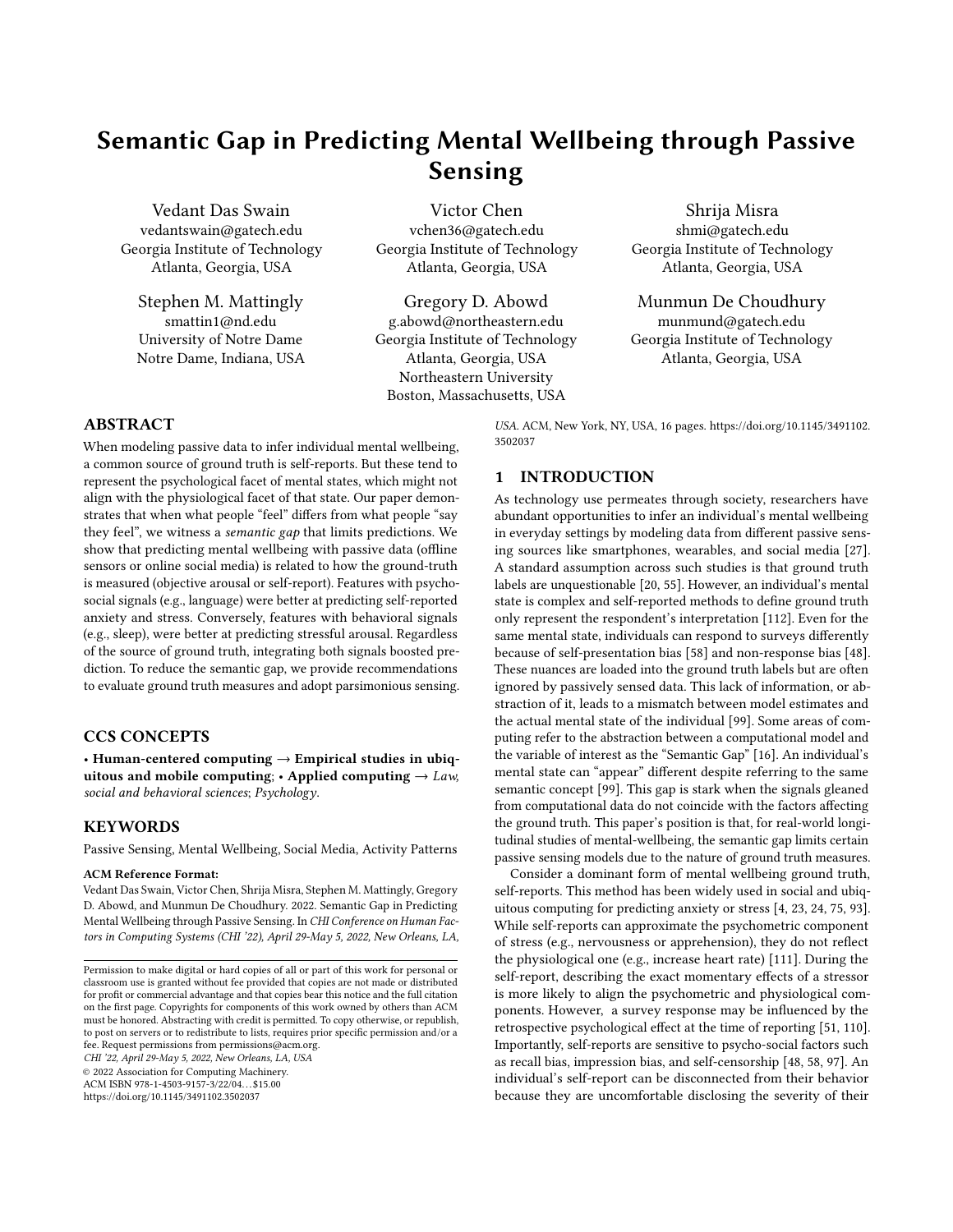# Semantic Gap in Predicting Mental Wellbeing through Passive Sensing

Vedant Das Swain
vedantswain@gatech.edu
Georgia Institute of Technology
Atlanta, Georgia, USA

Victor Chen
vchen36@gatech.edu
Georgia Institute of Technology
Atlanta, Georgia, USA

Shrija Misra
shmi@gatech.edu
Georgia Institute of Technology
Atlanta, Georgia, USA

Stephen M. Mattingly
smattin1@nd.edu
University of Notre Dame
Notre Dame, Indiana, USA

Gregory D. Abowd
g.abowd@northeastern.edu
Georgia Institute of Technology
Atlanta, Georgia, USA
Northeastern University
Boston, Massachusetts, USA

Munmun De Choudhury
munmund@gatech.edu
Georgia Institute of Technology
Atlanta, Georgia, USA

## ABSTRACT

When modeling passive data to infer individual mental wellbeing, a common source of ground truth is self-reports. But these tend to represent the psychological facet of mental states, which might not align with the physiological facet of that state. Our paper demonstrates that when what people "feel" differs from what people "say they feel", we witness a *semantic gap* that limits predictions. We show that predicting mental wellbeing with passive data (offline sensors or online social media) is related to how the ground-truth is measured (objective arousal or self-report). Features with psychosocial signals (e.g., language) were better at predicting self-reported anxiety and stress. Conversely, features with behavioral signals (e.g., sleep), were better at predicting stressful arousal. Regardless of the source of ground truth, integrating both signals boosted prediction. To reduce the semantic gap, we provide recommendations to evaluate ground truth measures and adopt parsimonious sensing.

## CCS CONCEPTS

• **Human-centered computing** → **Empirical studies in ubiquitous and mobile computing**; • **Applied computing** → *Law, social and behavioral sciences*; *Psychology*.

## KEYWORDS

Passive Sensing, Mental Wellbeing, Social Media, Activity Patterns

**ACM Reference Format:**
Vedant Das Swain, Victor Chen, Shrija Misra, Stephen M. Mattingly, Gregory D. Abowd, and Munmun De Choudhury. 2022. Semantic Gap in Predicting Mental Wellbeing through Passive Sensing. In *CHI Conference on Human Factors in Computing Systems (CHI '22), April 29-May 5, 2022, New Orleans, LA, USA.* ACM, New York, NY, USA, 16 pages. https://doi.org/10.1145/3491102.3502037

Permission to make digital or hard copies of all or part of this work for personal or classroom use is granted without fee provided that copies are not made or distributed for profit or commercial advantage and that copies bear this notice and the full citation on the first page. Copyrights for components of this work owned by others than ACM must be honored. Abstracting with credit is permitted. To copy otherwise, or republish, to post on servers or to redistribute to lists, requires prior specific permission and/or a fee. Request permissions from permissions@acm.org.
*CHI '22, April 29-May 5, 2022, New Orleans, LA, USA*
© 2022 Association for Computing Machinery.
ACM ISBN 978-1-4503-9157-3/22/04…$15.00
https://doi.org/10.1145/3491102.3502037

## 1 INTRODUCTION

As technology use permeates through society, researchers have abundant opportunities to infer an individual's mental wellbeing in everyday settings by modeling data from different passive sensing sources like smartphones, wearables, and social media [27]. A standard assumption across such studies is that ground truth labels are unquestionable [20, 55]. However, an individual's mental state is complex and self-reported methods to define ground truth only represent the respondent's interpretation [112]. Even for the same mental state, individuals can respond to surveys differently because of self-presentation bias [58] and non-response bias [48]. These nuances are loaded into the ground truth labels but are often ignored by passively sensed data. This lack of information, or abstraction of it, leads to a mismatch between model estimates and the actual mental state of the individual [99]. Some areas of computing refer to the abstraction between a computational model and the variable of interest as the "Semantic Gap" [16]. An individual's mental state can "appear" different despite referring to the same semantic concept [99]. This gap is stark when the signals gleaned from computational data do not coincide with the factors affecting the ground truth. This paper's position is that, for real-world longitudinal studies of mental-wellbeing, the semantic gap limits certain passive sensing models due to the nature of ground truth measures.

Consider a dominant form of mental wellbeing ground truth, self-reports. This method has been widely used in social and ubiquitous computing for predicting anxiety or stress [4, 23, 24, 75, 93]. While self-reports can approximate the psychometric component of stress (e.g., nervousness or apprehension), they do not reflect the physiological one (e.g., increase heart rate) [111]. During the self-report, describing the exact momentary effects of a stressor is more likely to align the psychometric and physiological components. However, a survey response may be influenced by the retrospective psychological effect at the time of reporting [51, 110]. Importantly, self-reports are sensitive to psycho-social factors such as recall bias, impression bias, and self-censorship [48, 58, 97]. An individual's self-report can be disconnected from their behavior because they are uncomfortable disclosing the severity of their